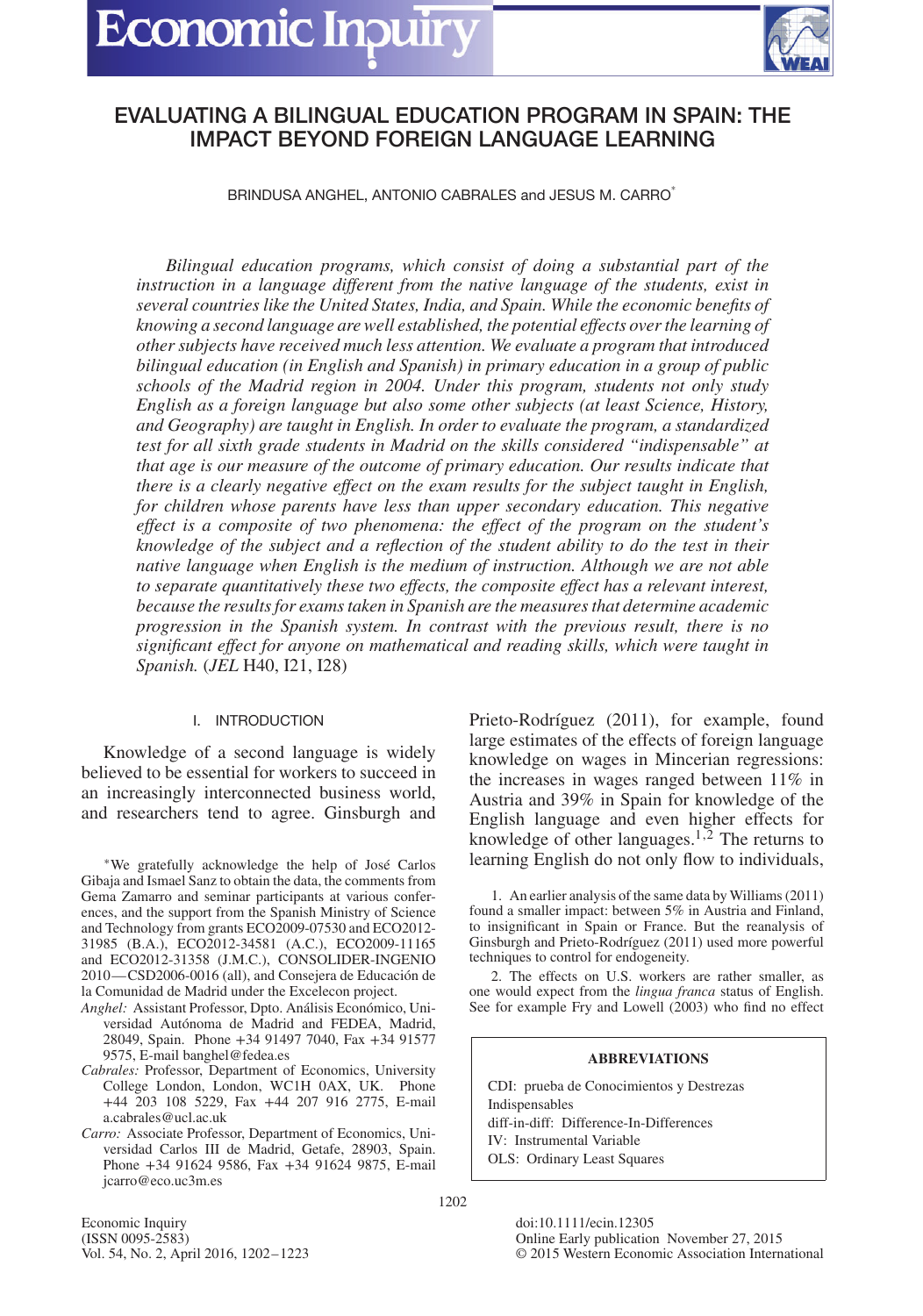# EVALUATING A BILINGUAL EDUCATION PROGRAM IN SPAIN: THE IMPACT BEYOND FOREIGN LANGUAGE LEARNING

BRINDUSA ANGHEL, ANTONIO CABRALES and JESUS M. CARRO*

*Bilingual education programs, which consist of doing a substantial part of the instruction in a language different from the native language of the students, exist in several countries like the United States, India, and Spain. While the economic benefits of knowing a second language are well established, the potential effects over the learning of other subjects have received much less attention. We evaluate a program that introduced bilingual education (in English and Spanish) in primary education in a group of public schools of the Madrid region in 2004. Under this program, students not only study English as a foreign language but also some other subjects (at least Science, History, and Geography) are taught in English. In order to evaluate the program, a standardized test for all sixth grade students in Madrid on the skills considered "indispensable" at that age is our measure of the outcome of primary education. Our results indicate that there is a clearly negative effect on the exam results for the subject taught in English, for children whose parents have less than upper secondary education. This negative effect is a composite of two phenomena: the effect of the program on the student's knowledge of the subject and a reflection of the student ability to do the test in their native language when English is the medium of instruction. Although we are not able to separate quantitatively these two effects, the composite effect has a relevant interest, because the results for exams taken in Spanish are the measures that determine academic progression in the Spanish system. In contrast with the previous result, there is no significant effect for anyone on mathematical and reading skills, which were taught in Spanish.* (*JEL* H40, I21, I28)

## I. INTRODUCTION

Knowledge of a second language is widely believed to be essential for workers to succeed in an increasingly interconnected business world, and researchers tend to agree. Ginsburgh and Prieto-Rodríguez (2011), for example, found large estimates of the effects of foreign language knowledge on wages in Mincerian regressions: the increases in wages ranged between 11% in Austria and 39% in Spain for knowledge of the English language and even higher effects for knowledge of other languages.[1,2] The returns to learning English do not only flow to individuals,

*We gratefully acknowledge the help of José Carlos Gibaja and Ismael Sanz to obtain the data, the comments from Gema Zamarro and seminar participants at various conferences, and the support from the Spanish Ministry of Science and Technology from grants ECO2009-07530 and ECO2012-31985 (B.A.), ECO2012-34581 (A.C.), ECO2009-11165 and ECO2012-31358 (J.M.C.), CONSOLIDER-INGENIO 2010—CSD2006-0016 (all), and Consejera de Educación de la Comunidad de Madrid under the Excelecon project.

*Anghel:* Assistant Professor, Dpto. Análisis Económico, Universidad Autónoma de Madrid and FEDEA, Madrid, 28049, Spain. Phone +34 91497 7040, Fax +34 91577 9575, E-mail banghel@fedea.es

*Cabrales:* Professor, Department of Economics, University College London, London, WC1H 0AX, UK. Phone +44 203 108 5229, Fax +44 207 916 2775, E-mail a.cabrales@ucl.ac.uk

*Carro:* Associate Professor, Department of Economics, Universidad Carlos III de Madrid, Getafe, 28903, Spain. Phone +34 91624 9586, Fax +34 91624 9875, E-mail jcarro@eco.uc3m.es

1. An earlier analysis of the same data by Williams (2011) found a smaller impact: between 5% in Austria and Finland, to insignificant in Spain or France. But the reanalysis of Ginsburgh and Prieto-Rodríguez (2011) used more powerful techniques to control for endogeneity.

2. The effects on U.S. workers are rather smaller, as one would expect from the *lingua franca* status of English. See for example Fry and Lowell (2003) who find no effect

**ABBREVIATIONS**

CDI: prueba de Conocimientos y Destrezas Indispensables
diff-in-diff: Difference-In-Differences
IV: Instrumental Variable
OLS: Ordinary Least Squares

Economic Inquiry
(ISSN 0095-2583)
Vol. 54, No. 2, April 2016, 1202–1223

doi:10.1111/ecin.12305
Online Early publication November 27, 2015
© 2015 Western Economic Association International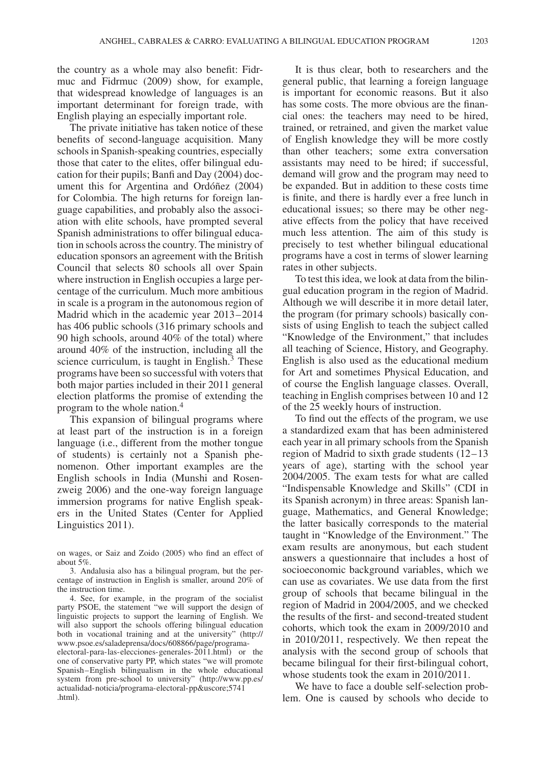the country as a whole may also benefit: Fidrmuc and Fidrmuc (2009) show, for example, that widespread knowledge of languages is an important determinant for foreign trade, with English playing an especially important role.

The private initiative has taken notice of these benefits of second-language acquisition. Many schools in Spanish-speaking countries, especially those that cater to the elites, offer bilingual education for their pupils; Banfi and Day (2004) document this for Argentina and Ordóñez (2004) for Colombia. The high returns for foreign language capabilities, and probably also the association with elite schools, have prompted several Spanish administrations to offer bilingual education in schools across the country. The ministry of education sponsors an agreement with the British Council that selects 80 schools all over Spain where instruction in English occupies a large percentage of the curriculum. Much more ambitious in scale is a program in the autonomous region of Madrid which in the academic year 2013–2014 has 406 public schools (316 primary schools and 90 high schools, around 40% of the total) where around 40% of the instruction, including all the science curriculum, is taught in English.[3] These programs have been so successful with voters that both major parties included in their 2011 general election platforms the promise of extending the program to the whole nation.[4]

This expansion of bilingual programs where at least part of the instruction is in a foreign language (i.e., different from the mother tongue of students) is certainly not a Spanish phenomenon. Other important examples are the English schools in India (Munshi and Rosenzweig 2006) and the one-way foreign language immersion programs for native English speakers in the United States (Center for Applied Linguistics 2011).

It is thus clear, both to researchers and the general public, that learning a foreign language is important for economic reasons. But it also has some costs. The more obvious are the financial ones: the teachers may need to be hired, trained, or retrained, and given the market value of English knowledge they will be more costly than other teachers; some extra conversation assistants may need to be hired; if successful, demand will grow and the program may need to be expanded. But in addition to these costs time is finite, and there is hardly ever a free lunch in educational issues; so there may be other negative effects from the policy that have received much less attention. The aim of this study is precisely to test whether bilingual educational programs have a cost in terms of slower learning rates in other subjects.

To test this idea, we look at data from the bilingual education program in the region of Madrid. Although we will describe it in more detail later, the program (for primary schools) basically consists of using English to teach the subject called "Knowledge of the Environment," that includes all teaching of Science, History, and Geography. English is also used as the educational medium for Art and sometimes Physical Education, and of course the English language classes. Overall, teaching in English comprises between 10 and 12 of the 25 weekly hours of instruction.

To find out the effects of the program, we use a standardized exam that has been administered each year in all primary schools from the Spanish region of Madrid to sixth grade students (12–13 years of age), starting with the school year 2004/2005. The exam tests for what are called "Indispensable Knowledge and Skills" (CDI in its Spanish acronym) in three areas: Spanish language, Mathematics, and General Knowledge; the latter basically corresponds to the material taught in "Knowledge of the Environment." The exam results are anonymous, but each student answers a questionnaire that includes a host of socioeconomic background variables, which we can use as covariates. We use data from the first group of schools that became bilingual in the region of Madrid in 2004/2005, and we checked the results of the first- and second-treated student cohorts, which took the exam in 2009/2010 and in 2010/2011, respectively. We then repeat the analysis with the second group of schools that became bilingual for their first-bilingual cohort, whose students took the exam in 2010/2011.

We have to face a double self-selection problem. One is caused by schools who decide to

on wages, or Saiz and Zoido (2005) who find an effect of about 5%.

3. Andalusia also has a bilingual program, but the percentage of instruction in English is smaller, around 20% of the instruction time.

4. See, for example, in the program of the socialist party PSOE, the statement "we will support the design of linguistic projects to support the learning of English. We will also support the schools offering bilingual education both in vocational training and at the university" (http://www.psoe.es/saladeprensa/docs/608866/page/programa-electoral-para-las-elecciones-generales-2011.html) or the one of conservative party PP, which states "we will promote Spanish–English bilingualism in the whole educational system from pre-school to university" (http://www.pp.es/actualidad-noticia/programa-electoral-pp&uscore;5741.html).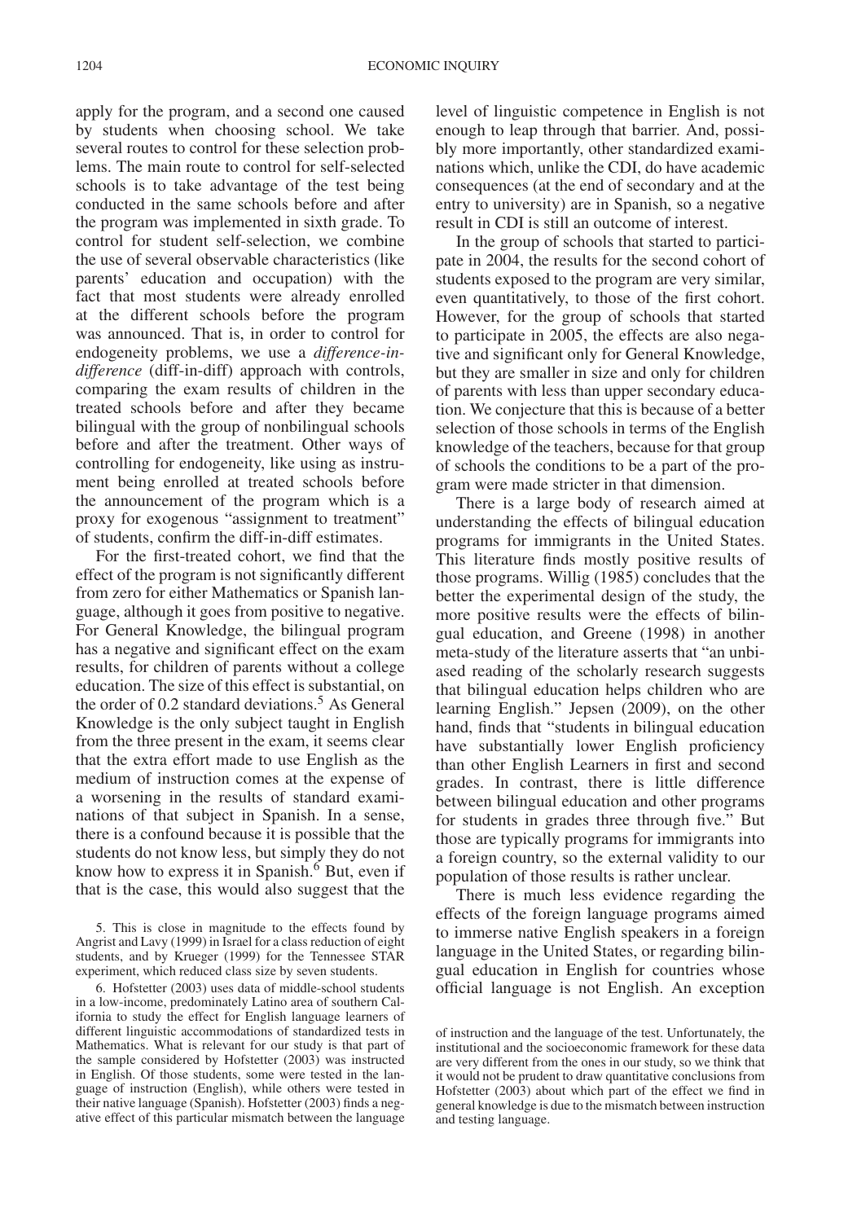apply for the program, and a second one caused by students when choosing school. We take several routes to control for these selection problems. The main route to control for self-selected schools is to take advantage of the test being conducted in the same schools before and after the program was implemented in sixth grade. To control for student self-selection, we combine the use of several observable characteristics (like parents' education and occupation) with the fact that most students were already enrolled at the different schools before the program was announced. That is, in order to control for endogeneity problems, we use a *difference-in-difference* (diff-in-diff) approach with controls, comparing the exam results of children in the treated schools before and after they became bilingual with the group of nonbilingual schools before and after the treatment. Other ways of controlling for endogeneity, like using as instrument being enrolled at treated schools before the announcement of the program which is a proxy for exogenous "assignment to treatment" of students, confirm the diff-in-diff estimates.

For the first-treated cohort, we find that the effect of the program is not significantly different from zero for either Mathematics or Spanish language, although it goes from positive to negative. For General Knowledge, the bilingual program has a negative and significant effect on the exam results, for children of parents without a college education. The size of this effect is substantial, on the order of 0.2 standard deviations.[5] As General Knowledge is the only subject taught in English from the three present in the exam, it seems clear that the extra effort made to use English as the medium of instruction comes at the expense of a worsening in the results of standard examinations of that subject in Spanish. In a sense, there is a confound because it is possible that the students do not know less, but simply they do not know how to express it in Spanish.[6] But, even if that is the case, this would also suggest that the level of linguistic competence in English is not enough to leap through that barrier. And, possibly more importantly, other standardized examinations which, unlike the CDI, do have academic consequences (at the end of secondary and at the entry to university) are in Spanish, so a negative result in CDI is still an outcome of interest.

In the group of schools that started to participate in 2004, the results for the second cohort of students exposed to the program are very similar, even quantitatively, to those of the first cohort. However, for the group of schools that started to participate in 2005, the effects are also negative and significant only for General Knowledge, but they are smaller in size and only for children of parents with less than upper secondary education. We conjecture that this is because of a better selection of those schools in terms of the English knowledge of the teachers, because for that group of schools the conditions to be a part of the program were made stricter in that dimension.

There is a large body of research aimed at understanding the effects of bilingual education programs for immigrants in the United States. This literature finds mostly positive results of those programs. Willig (1985) concludes that the better the experimental design of the study, the more positive results were the effects of bilingual education, and Greene (1998) in another meta-study of the literature asserts that "an unbiased reading of the scholarly research suggests that bilingual education helps children who are learning English." Jepsen (2009), on the other hand, finds that "students in bilingual education have substantially lower English proficiency than other English Learners in first and second grades. In contrast, there is little difference between bilingual education and other programs for students in grades three through five." But those are typically programs for immigrants into a foreign country, so the external validity to our population of those results is rather unclear.

There is much less evidence regarding the effects of the foreign language programs aimed to immerse native English speakers in a foreign language in the United States, or regarding bilingual education in English for countries whose official language is not English. An exception

5. This is close in magnitude to the effects found by Angrist and Lavy (1999) in Israel for a class reduction of eight students, and by Krueger (1999) for the Tennessee STAR experiment, which reduced class size by seven students.

6. Hofstetter (2003) uses data of middle-school students in a low-income, predominately Latino area of southern California to study the effect for English language learners of different linguistic accommodations of standardized tests in Mathematics. What is relevant for our study is that part of the sample considered by Hofstetter (2003) was instructed in English. Of those students, some were tested in the language of instruction (English), while others were tested in their native language (Spanish). Hofstetter (2003) finds a negative effect of this particular mismatch between the language of instruction and the language of the test. Unfortunately, the institutional and the socioeconomic framework for these data are very different from the ones in our study, so we think that it would not be prudent to draw quantitative conclusions from Hofstetter (2003) about which part of the effect we find in general knowledge is due to the mismatch between instruction and testing language.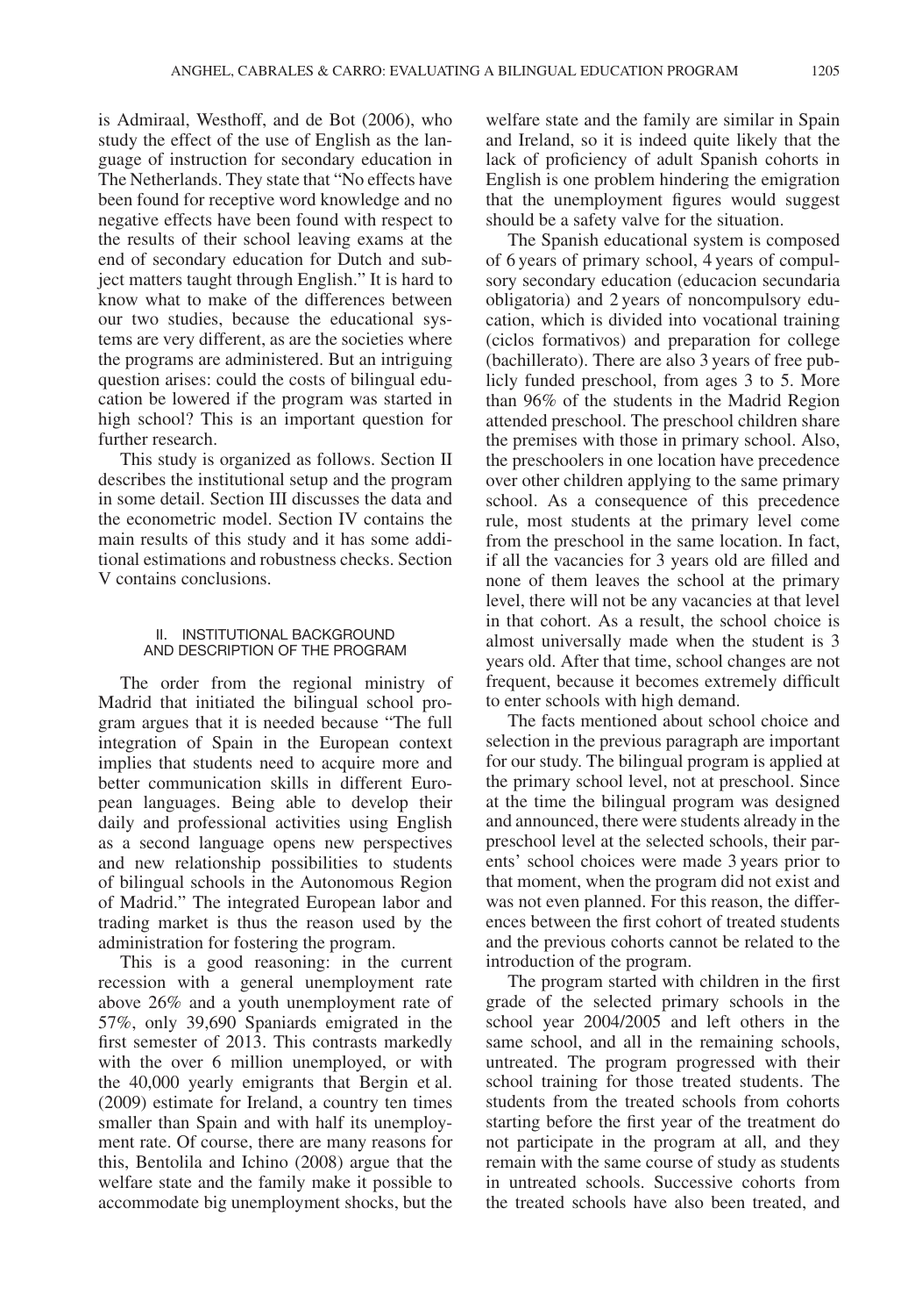is Admiraal, Westhoff, and de Bot (2006), who study the effect of the use of English as the language of instruction for secondary education in The Netherlands. They state that "No effects have been found for receptive word knowledge and no negative effects have been found with respect to the results of their school leaving exams at the end of secondary education for Dutch and subject matters taught through English." It is hard to know what to make of the differences between our two studies, because the educational systems are very different, as are the societies where the programs are administered. But an intriguing question arises: could the costs of bilingual education be lowered if the program was started in high school? This is an important question for further research.

This study is organized as follows. Section II describes the institutional setup and the program in some detail. Section III discusses the data and the econometric model. Section IV contains the main results of this study and it has some additional estimations and robustness checks. Section V contains conclusions.

## II. INSTITUTIONAL BACKGROUND AND DESCRIPTION OF THE PROGRAM

The order from the regional ministry of Madrid that initiated the bilingual school program argues that it is needed because "The full integration of Spain in the European context implies that students need to acquire more and better communication skills in different European languages. Being able to develop their daily and professional activities using English as a second language opens new perspectives and new relationship possibilities to students of bilingual schools in the Autonomous Region of Madrid." The integrated European labor and trading market is thus the reason used by the administration for fostering the program.

This is a good reasoning: in the current recession with a general unemployment rate above 26% and a youth unemployment rate of 57%, only 39,690 Spaniards emigrated in the first semester of 2013. This contrasts markedly with the over 6 million unemployed, or with the 40,000 yearly emigrants that Bergin et al. (2009) estimate for Ireland, a country ten times smaller than Spain and with half its unemployment rate. Of course, there are many reasons for this, Bentolila and Ichino (2008) argue that the welfare state and the family make it possible to accommodate big unemployment shocks, but the welfare state and the family are similar in Spain and Ireland, so it is indeed quite likely that the lack of proficiency of adult Spanish cohorts in English is one problem hindering the emigration that the unemployment figures would suggest should be a safety valve for the situation.

The Spanish educational system is composed of 6 years of primary school, 4 years of compulsory secondary education (educacion secundaria obligatoria) and 2 years of noncompulsory education, which is divided into vocational training (ciclos formativos) and preparation for college (bachillerato). There are also 3 years of free publicly funded preschool, from ages 3 to 5. More than 96% of the students in the Madrid Region attended preschool. The preschool children share the premises with those in primary school. Also, the preschoolers in one location have precedence over other children applying to the same primary school. As a consequence of this precedence rule, most students at the primary level come from the preschool in the same location. In fact, if all the vacancies for 3 years old are filled and none of them leaves the school at the primary level, there will not be any vacancies at that level in that cohort. As a result, the school choice is almost universally made when the student is 3 years old. After that time, school changes are not frequent, because it becomes extremely difficult to enter schools with high demand.

The facts mentioned about school choice and selection in the previous paragraph are important for our study. The bilingual program is applied at the primary school level, not at preschool. Since at the time the bilingual program was designed and announced, there were students already in the preschool level at the selected schools, their parents' school choices were made 3 years prior to that moment, when the program did not exist and was not even planned. For this reason, the differences between the first cohort of treated students and the previous cohorts cannot be related to the introduction of the program.

The program started with children in the first grade of the selected primary schools in the school year 2004/2005 and left others in the same school, and all in the remaining schools, untreated. The program progressed with their school training for those treated students. The students from the treated schools from cohorts starting before the first year of the treatment do not participate in the program at all, and they remain with the same course of study as students in untreated schools. Successive cohorts from the treated schools have also been treated, and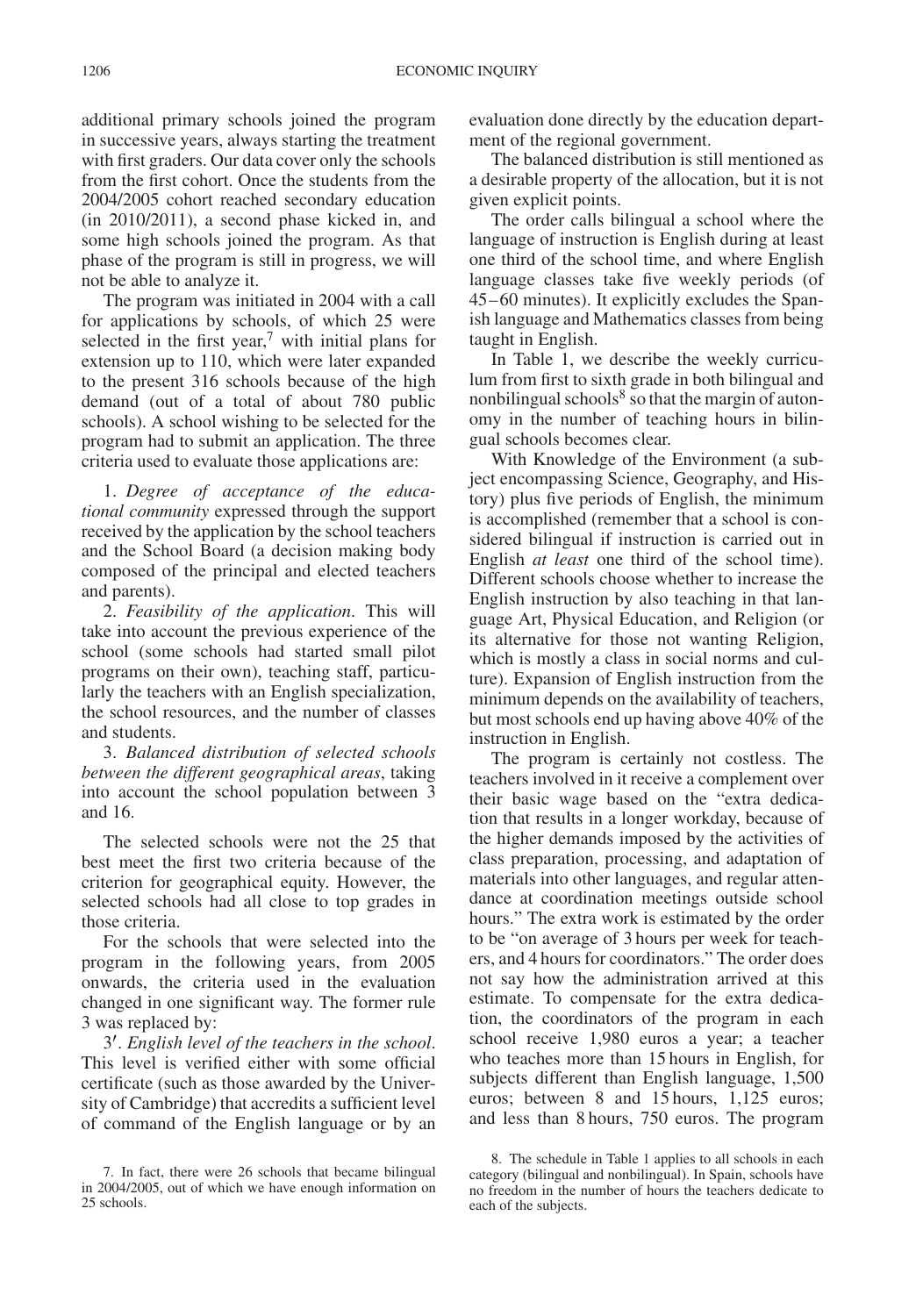additional primary schools joined the program in successive years, always starting the treatment with first graders. Our data cover only the schools from the first cohort. Once the students from the 2004/2005 cohort reached secondary education (in 2010/2011), a second phase kicked in, and some high schools joined the program. As that phase of the program is still in progress, we will not be able to analyze it.

The program was initiated in 2004 with a call for applications by schools, of which 25 were selected in the first year,[7] with initial plans for extension up to 110, which were later expanded to the present 316 schools because of the high demand (out of a total of about 780 public schools). A school wishing to be selected for the program had to submit an application. The three criteria used to evaluate those applications are:

1. *Degree of acceptance of the educational community* expressed through the support received by the application by the school teachers and the School Board (a decision making body composed of the principal and elected teachers and parents).
2. *Feasibility of the application*. This will take into account the previous experience of the school (some schools had started small pilot programs on their own), teaching staff, particularly the teachers with an English specialization, the school resources, and the number of classes and students.
3. *Balanced distribution of selected schools between the different geographical areas*, taking into account the school population between 3 and 16.

The selected schools were not the 25 that best meet the first two criteria because of the criterion for geographical equity. However, the selected schools had all close to top grades in those criteria.

For the schools that were selected into the program in the following years, from 2005 onwards, the criteria used in the evaluation changed in one significant way. The former rule 3 was replaced by:

3′. *English level of the teachers in the school*. This level is verified either with some official certificate (such as those awarded by the University of Cambridge) that accredits a sufficient level of command of the English language or by an evaluation done directly by the education department of the regional government.

The balanced distribution is still mentioned as a desirable property of the allocation, but it is not given explicit points.

The order calls bilingual a school where the language of instruction is English during at least one third of the school time, and where English language classes take five weekly periods (of 45–60 minutes). It explicitly excludes the Spanish language and Mathematics classes from being taught in English.

In Table 1, we describe the weekly curriculum from first to sixth grade in both bilingual and nonbilingual schools[8] so that the margin of autonomy in the number of teaching hours in bilingual schools becomes clear.

With Knowledge of the Environment (a subject encompassing Science, Geography, and History) plus five periods of English, the minimum is accomplished (remember that a school is considered bilingual if instruction is carried out in English *at least* one third of the school time). Different schools choose whether to increase the English instruction by also teaching in that language Art, Physical Education, and Religion (or its alternative for those not wanting Religion, which is mostly a class in social norms and culture). Expansion of English instruction from the minimum depends on the availability of teachers, but most schools end up having above 40% of the instruction in English.

The program is certainly not costless. The teachers involved in it receive a complement over their basic wage based on the "extra dedication that results in a longer workday, because of the higher demands imposed by the activities of class preparation, processing, and adaptation of materials into other languages, and regular attendance at coordination meetings outside school hours." The extra work is estimated by the order to be "on average of 3 hours per week for teachers, and 4 hours for coordinators." The order does not say how the administration arrived at this estimate. To compensate for the extra dedication, the coordinators of the program in each school receive 1,980 euros a year; a teacher who teaches more than 15 hours in English, for subjects different than English language, 1,500 euros; between 8 and 15 hours, 1,125 euros; and less than 8 hours, 750 euros. The program

7. In fact, there were 26 schools that became bilingual in 2004/2005, out of which we have enough information on 25 schools.

8. The schedule in Table 1 applies to all schools in each category (bilingual and nonbilingual). In Spain, schools have no freedom in the number of hours the teachers dedicate to each of the subjects.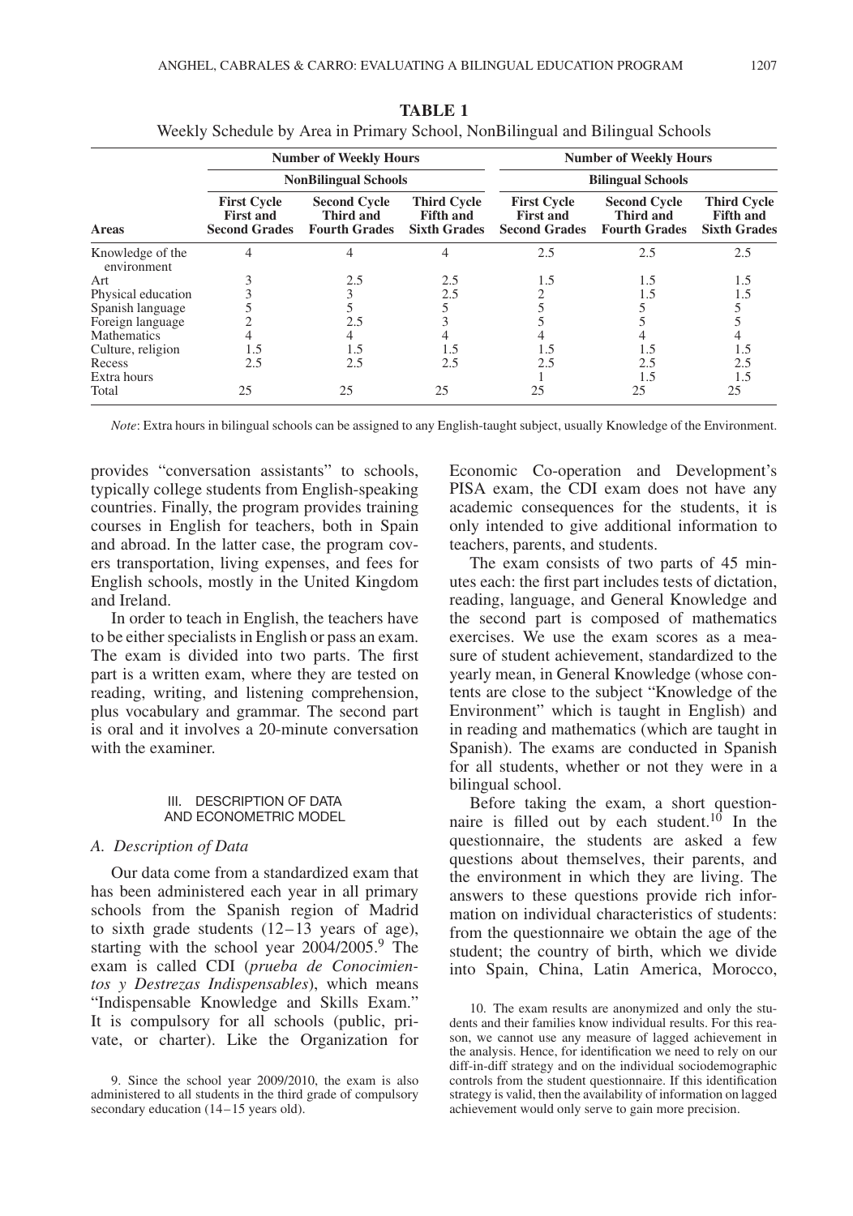**TABLE 1**

Weekly Schedule by Area in Primary School, NonBilingual and Bilingual Schools

| | Number of Weekly Hours | | | Number of Weekly Hours | | |
|---|---|---|---|---|---|---|
| | NonBilingual Schools | | | Bilingual Schools | | |
| Areas | First Cycle First and Second Grades | Second Cycle Third and Fourth Grades | Third Cycle Fifth and Sixth Grades | First Cycle First and Second Grades | Second Cycle Third and Fourth Grades | Third Cycle Fifth and Sixth Grades |
| Knowledge of the environment | 4 | 4 | 4 | 2.5 | 2.5 | 2.5 |
| Art | 3 | 2.5 | 2.5 | 1.5 | 1.5 | 1.5 |
| Physical education | 3 | 3 | 2.5 | 2 | 1.5 | 1.5 |
| Spanish language | 5 | 5 | 5 | 5 | 5 | 5 |
| Foreign language | 2 | 2.5 | 3 | 5 | 5 | 5 |
| Mathematics | 4 | 4 | 4 | 4 | 4 | 4 |
| Culture, religion | 1.5 | 1.5 | 1.5 | 1.5 | 1.5 | 1.5 |
| Recess | 2.5 | 2.5 | 2.5 | 2.5 | 2.5 | 2.5 |
| Extra hours | | | | 1 | 1.5 | 1.5 |
| Total | 25 | 25 | 25 | 25 | 25 | 25 |

*Note*: Extra hours in bilingual schools can be assigned to any English-taught subject, usually Knowledge of the Environment.

provides "conversation assistants" to schools, typically college students from English-speaking countries. Finally, the program provides training courses in English for teachers, both in Spain and abroad. In the latter case, the program covers transportation, living expenses, and fees for English schools, mostly in the United Kingdom and Ireland.

In order to teach in English, the teachers have to be either specialists in English or pass an exam. The exam is divided into two parts. The first part is a written exam, where they are tested on reading, writing, and listening comprehension, plus vocabulary and grammar. The second part is oral and it involves a 20-minute conversation with the examiner.

## III. DESCRIPTION OF DATA AND ECONOMETRIC MODEL

### *A. Description of Data*

Our data come from a standardized exam that has been administered each year in all primary schools from the Spanish region of Madrid to sixth grade students (12–13 years of age), starting with the school year 2004/2005.[9] The exam is called CDI (*prueba de Conocimientos y Destrezas Indispensables*), which means "Indispensable Knowledge and Skills Exam." It is compulsory for all schools (public, private, or charter). Like the Organization for Economic Co-operation and Development's PISA exam, the CDI exam does not have any academic consequences for the students, it is only intended to give additional information to teachers, parents, and students.

The exam consists of two parts of 45 minutes each: the first part includes tests of dictation, reading, language, and General Knowledge and the second part is composed of mathematics exercises. We use the exam scores as a measure of student achievement, standardized to the yearly mean, in General Knowledge (whose contents are close to the subject "Knowledge of the Environment" which is taught in English) and in reading and mathematics (which are taught in Spanish). The exams are conducted in Spanish for all students, whether or not they were in a bilingual school.

Before taking the exam, a short questionnaire is filled out by each student.[10] In the questionnaire, the students are asked a few questions about themselves, their parents, and the environment in which they are living. The answers to these questions provide rich information on individual characteristics of students: from the questionnaire we obtain the age of the student; the country of birth, which we divide into Spain, China, Latin America, Morocco,

9. Since the school year 2009/2010, the exam is also administered to all students in the third grade of compulsory secondary education (14–15 years old).

10. The exam results are anonymized and only the students and their families know individual results. For this reason, we cannot use any measure of lagged achievement in the analysis. Hence, for identification we need to rely on our diff-in-diff strategy and on the individual sociodemographic controls from the student questionnaire. If this identification strategy is valid, then the availability of information on lagged achievement would only serve to gain more precision.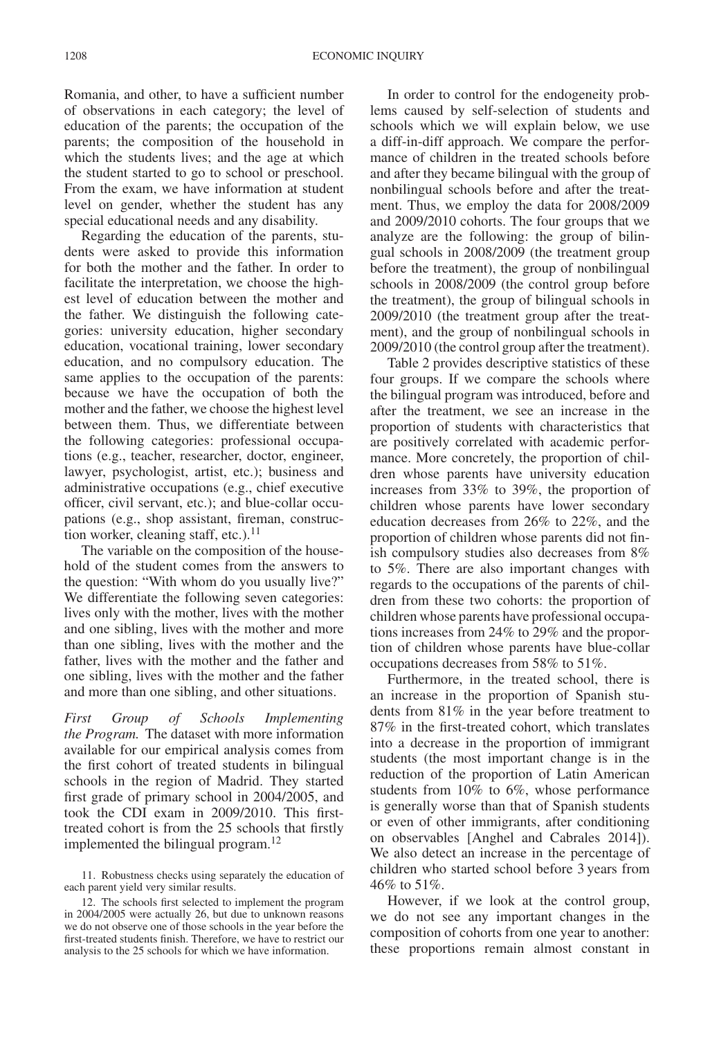Romania, and other, to have a sufficient number of observations in each category; the level of education of the parents; the occupation of the parents; the composition of the household in which the students lives; and the age at which the student started to go to school or preschool. From the exam, we have information at student level on gender, whether the student has any special educational needs and any disability.

Regarding the education of the parents, students were asked to provide this information for both the mother and the father. In order to facilitate the interpretation, we choose the highest level of education between the mother and the father. We distinguish the following categories: university education, higher secondary education, vocational training, lower secondary education, and no compulsory education. The same applies to the occupation of the parents: because we have the occupation of both the mother and the father, we choose the highest level between them. Thus, we differentiate between the following categories: professional occupations (e.g., teacher, researcher, doctor, engineer, lawyer, psychologist, artist, etc.); business and administrative occupations (e.g., chief executive officer, civil servant, etc.); and blue-collar occupations (e.g., shop assistant, fireman, construction worker, cleaning staff, etc.).[11]

The variable on the composition of the household of the student comes from the answers to the question: "With whom do you usually live?" We differentiate the following seven categories: lives only with the mother, lives with the mother and one sibling, lives with the mother and more than one sibling, lives with the mother and the father, lives with the mother and the father and one sibling, lives with the mother and the father and more than one sibling, and other situations.

*First Group of Schools Implementing the Program.* The dataset with more information available for our empirical analysis comes from the first cohort of treated students in bilingual schools in the region of Madrid. They started first grade of primary school in 2004/2005, and took the CDI exam in 2009/2010. This first-treated cohort is from the 25 schools that firstly implemented the bilingual program.[12]

In order to control for the endogeneity problems caused by self-selection of students and schools which we will explain below, we use a diff-in-diff approach. We compare the performance of children in the treated schools before and after they became bilingual with the group of nonbilingual schools before and after the treatment. Thus, we employ the data for 2008/2009 and 2009/2010 cohorts. The four groups that we analyze are the following: the group of bilingual schools in 2008/2009 (the treatment group before the treatment), the group of nonbilingual schools in 2008/2009 (the control group before the treatment), the group of bilingual schools in 2009/2010 (the treatment group after the treatment), and the group of nonbilingual schools in 2009/2010 (the control group after the treatment).

Table 2 provides descriptive statistics of these four groups. If we compare the schools where the bilingual program was introduced, before and after the treatment, we see an increase in the proportion of students with characteristics that are positively correlated with academic performance. More concretely, the proportion of children whose parents have university education increases from 33% to 39%, the proportion of children whose parents have lower secondary education decreases from 26% to 22%, and the proportion of children whose parents did not finish compulsory studies also decreases from 8% to 5%. There are also important changes with regards to the occupations of the parents of children from these two cohorts: the proportion of children whose parents have professional occupations increases from 24% to 29% and the proportion of children whose parents have blue-collar occupations decreases from 58% to 51%.

Furthermore, in the treated school, there is an increase in the proportion of Spanish students from 81% in the year before treatment to 87% in the first-treated cohort, which translates into a decrease in the proportion of immigrant students (the most important change is in the reduction of the proportion of Latin American students from 10% to 6%, whose performance is generally worse than that of Spanish students or even of other immigrants, after conditioning on observables [Anghel and Cabrales 2014]). We also detect an increase in the percentage of children who started school before 3 years from 46% to 51%.

However, if we look at the control group, we do not see any important changes in the composition of cohorts from one year to another: these proportions remain almost constant in

11. Robustness checks using separately the education of each parent yield very similar results.

12. The schools first selected to implement the program in 2004/2005 were actually 26, but due to unknown reasons we do not observe one of those schools in the year before the first-treated students finish. Therefore, we have to restrict our analysis to the 25 schools for which we have information.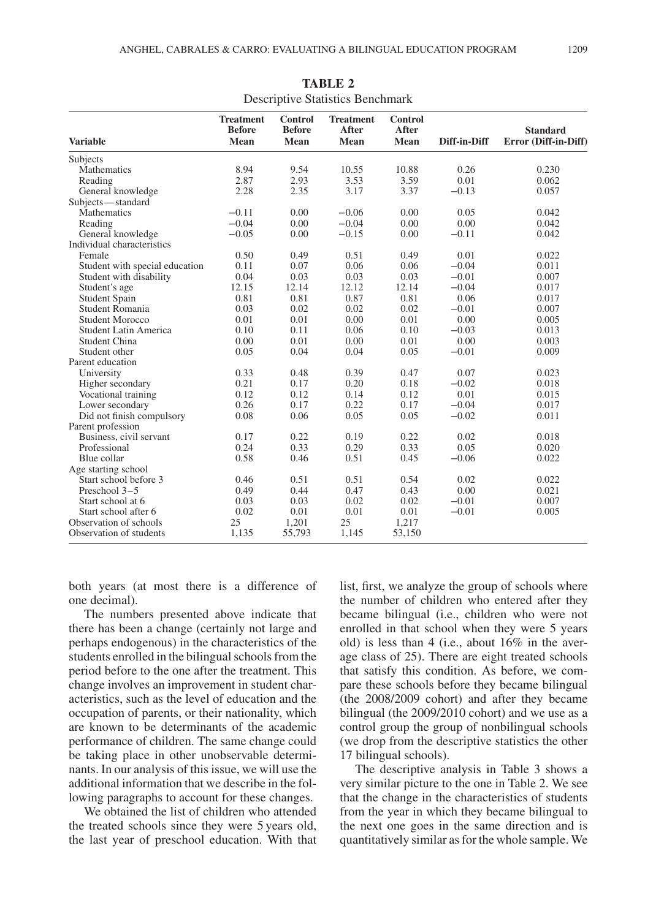**TABLE 2**
Descriptive Statistics Benchmark

| Variable | Treatment Before Mean | Control Before Mean | Treatment After Mean | Control After Mean | Diff-in-Diff | Standard Error (Diff-in-Diff) |
|---|---|---|---|---|---|---|
| Subjects | | | | | | |
| Mathematics | 8.94 | 9.54 | 10.55 | 10.88 | 0.26 | 0.230 |
| Reading | 2.87 | 2.93 | 3.53 | 3.59 | 0.01 | 0.062 |
| General knowledge | 2.28 | 2.35 | 3.17 | 3.37 | −0.13 | 0.057 |
| Subjects—standard | | | | | | |
| Mathematics | −0.11 | 0.00 | −0.06 | 0.00 | 0.05 | 0.042 |
| Reading | −0.04 | 0.00 | −0.04 | 0.00 | 0.00 | 0.042 |
| General knowledge | −0.05 | 0.00 | −0.15 | 0.00 | −0.11 | 0.042 |
| Individual characteristics | | | | | | |
| Female | 0.50 | 0.49 | 0.51 | 0.49 | 0.01 | 0.022 |
| Student with special education | 0.11 | 0.07 | 0.06 | 0.06 | −0.04 | 0.011 |
| Student with disability | 0.04 | 0.03 | 0.03 | 0.03 | −0.01 | 0.007 |
| Student's age | 12.15 | 12.14 | 12.12 | 12.14 | −0.04 | 0.017 |
| Student Spain | 0.81 | 0.81 | 0.87 | 0.81 | 0.06 | 0.017 |
| Student Romania | 0.03 | 0.02 | 0.02 | 0.02 | −0.01 | 0.007 |
| Student Morocco | 0.01 | 0.01 | 0.00 | 0.01 | 0.00 | 0.005 |
| Student Latin America | 0.10 | 0.11 | 0.06 | 0.10 | −0.03 | 0.013 |
| Student China | 0.00 | 0.01 | 0.00 | 0.01 | 0.00 | 0.003 |
| Student other | 0.05 | 0.04 | 0.04 | 0.05 | −0.01 | 0.009 |
| Parent education | | | | | | |
| University | 0.33 | 0.48 | 0.39 | 0.47 | 0.07 | 0.023 |
| Higher secondary | 0.21 | 0.17 | 0.20 | 0.18 | −0.02 | 0.018 |
| Vocational training | 0.12 | 0.12 | 0.14 | 0.12 | 0.01 | 0.015 |
| Lower secondary | 0.26 | 0.17 | 0.22 | 0.17 | −0.04 | 0.017 |
| Did not finish compulsory | 0.08 | 0.06 | 0.05 | 0.05 | −0.02 | 0.011 |
| Parent profession | | | | | | |
| Business, civil servant | 0.17 | 0.22 | 0.19 | 0.22 | 0.02 | 0.018 |
| Professional | 0.24 | 0.33 | 0.29 | 0.33 | 0.05 | 0.020 |
| Blue collar | 0.58 | 0.46 | 0.51 | 0.45 | −0.06 | 0.022 |
| Age starting school | | | | | | |
| Start school before 3 | 0.46 | 0.51 | 0.51 | 0.54 | 0.02 | 0.022 |
| Preschool 3–5 | 0.49 | 0.44 | 0.47 | 0.43 | 0.00 | 0.021 |
| Start school at 6 | 0.03 | 0.03 | 0.02 | 0.02 | −0.01 | 0.007 |
| Start school after 6 | 0.02 | 0.01 | 0.01 | 0.01 | −0.01 | 0.005 |
| Observation of schools | 25 | 1,201 | 25 | 1,217 | | |
| Observation of students | 1,135 | 55,793 | 1,145 | 53,150 | | |

both years (at most there is a difference of one decimal).

The numbers presented above indicate that there has been a change (certainly not large and perhaps endogenous) in the characteristics of the students enrolled in the bilingual schools from the period before to the one after the treatment. This change involves an improvement in student characteristics, such as the level of education and the occupation of parents, or their nationality, which are known to be determinants of the academic performance of children. The same change could be taking place in other unobservable determinants. In our analysis of this issue, we will use the additional information that we describe in the following paragraphs to account for these changes.

We obtained the list of children who attended the treated schools since they were 5 years old, the last year of preschool education. With that list, first, we analyze the group of schools where the number of children who entered after they became bilingual (i.e., children who were not enrolled in that school when they were 5 years old) is less than 4 (i.e., about 16% in the average class of 25). There are eight treated schools that satisfy this condition. As before, we compare these schools before they became bilingual (the 2008/2009 cohort) and after they became bilingual (the 2009/2010 cohort) and we use as a control group the group of nonbilingual schools (we drop from the descriptive statistics the other 17 bilingual schools).

The descriptive analysis in Table 3 shows a very similar picture to the one in Table 2. We see that the change in the characteristics of students from the year in which they became bilingual to the next one goes in the same direction and is quantitatively similar as for the whole sample. We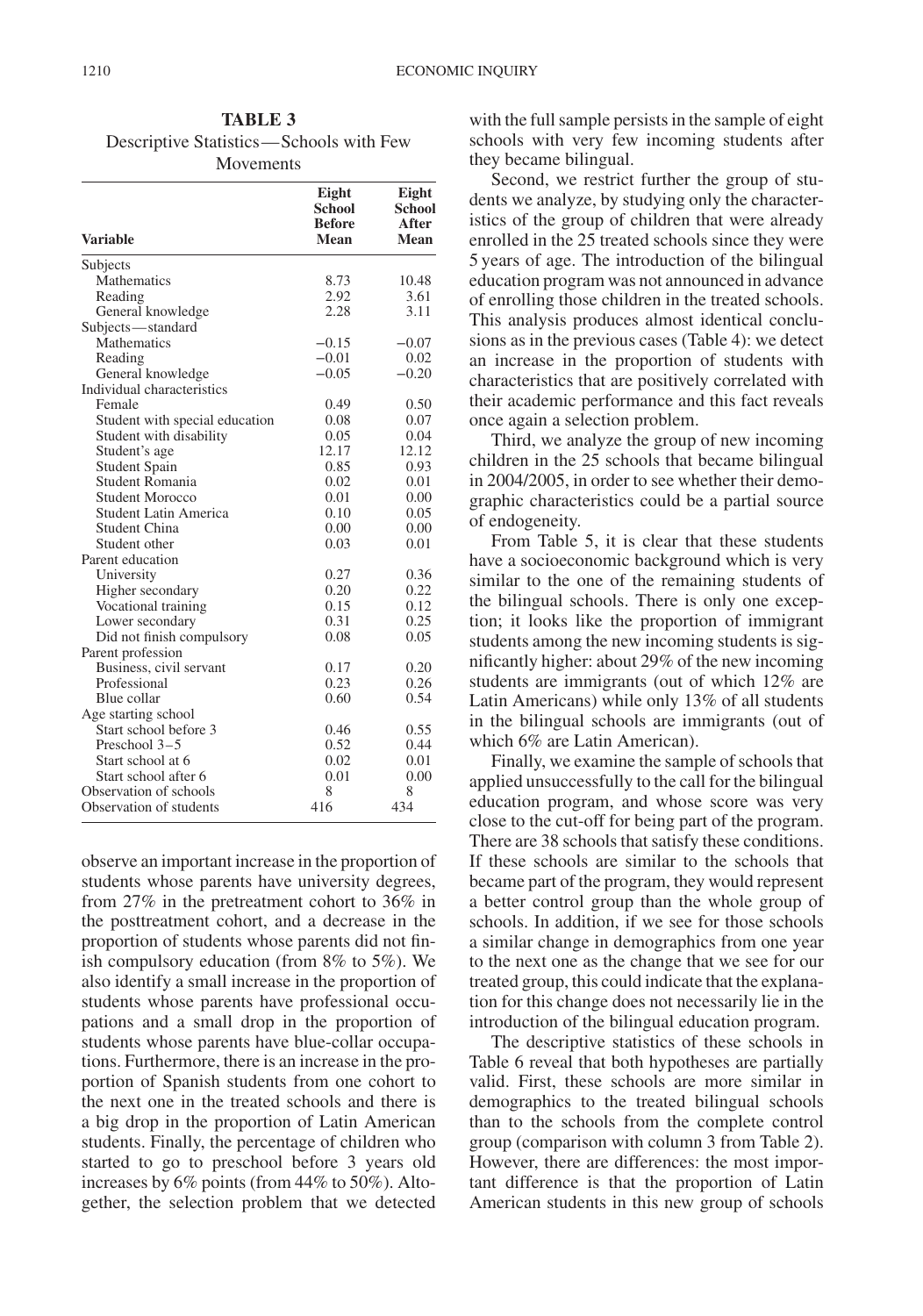**TABLE 3**
Descriptive Statistics—Schools with Few Movements

| Variable | Eight School Before Mean | Eight School After Mean |
|---|---|---|
| Subjects | | |
| Mathematics | 8.73 | 10.48 |
| Reading | 2.92 | 3.61 |
| General knowledge | 2.28 | 3.11 |
| Subjects—standard | | |
| Mathematics | −0.15 | −0.07 |
| Reading | −0.01 | 0.02 |
| General knowledge | −0.05 | −0.20 |
| Individual characteristics | | |
| Female | 0.49 | 0.50 |
| Student with special education | 0.08 | 0.07 |
| Student with disability | 0.05 | 0.04 |
| Student's age | 12.17 | 12.12 |
| Student Spain | 0.85 | 0.93 |
| Student Romania | 0.02 | 0.01 |
| Student Morocco | 0.01 | 0.00 |
| Student Latin America | 0.10 | 0.05 |
| Student China | 0.00 | 0.00 |
| Student other | 0.03 | 0.01 |
| Parent education | | |
| University | 0.27 | 0.36 |
| Higher secondary | 0.20 | 0.22 |
| Vocational training | 0.15 | 0.12 |
| Lower secondary | 0.31 | 0.25 |
| Did not finish compulsory | 0.08 | 0.05 |
| Parent profession | | |
| Business, civil servant | 0.17 | 0.20 |
| Professional | 0.23 | 0.26 |
| Blue collar | 0.60 | 0.54 |
| Age starting school | | |
| Start school before 3 | 0.46 | 0.55 |
| Preschool 3–5 | 0.52 | 0.44 |
| Start school at 6 | 0.02 | 0.01 |
| Start school after 6 | 0.01 | 0.00 |
| Observation of schools | 8 | 8 |
| Observation of students | 416 | 434 |

observe an important increase in the proportion of students whose parents have university degrees, from 27% in the pretreatment cohort to 36% in the posttreatment cohort, and a decrease in the proportion of students whose parents did not finish compulsory education (from 8% to 5%). We also identify a small increase in the proportion of students whose parents have professional occupations and a small drop in the proportion of students whose parents have blue-collar occupations. Furthermore, there is an increase in the proportion of Spanish students from one cohort to the next one in the treated schools and there is a big drop in the proportion of Latin American students. Finally, the percentage of children who started to go to preschool before 3 years old increases by 6% points (from 44% to 50%). Altogether, the selection problem that we detected with the full sample persists in the sample of eight schools with very few incoming students after they became bilingual.

Second, we restrict further the group of students we analyze, by studying only the characteristics of the group of children that were already enrolled in the 25 treated schools since they were 5 years of age. The introduction of the bilingual education program was not announced in advance of enrolling those children in the treated schools. This analysis produces almost identical conclusions as in the previous cases (Table 4): we detect an increase in the proportion of students with characteristics that are positively correlated with their academic performance and this fact reveals once again a selection problem.

Third, we analyze the group of new incoming children in the 25 schools that became bilingual in 2004/2005, in order to see whether their demographic characteristics could be a partial source of endogeneity.

From Table 5, it is clear that these students have a socioeconomic background which is very similar to the one of the remaining students of the bilingual schools. There is only one exception; it looks like the proportion of immigrant students among the new incoming students is significantly higher: about 29% of the new incoming students are immigrants (out of which 12% are Latin Americans) while only 13% of all students in the bilingual schools are immigrants (out of which 6% are Latin American).

Finally, we examine the sample of schools that applied unsuccessfully to the call for the bilingual education program, and whose score was very close to the cut-off for being part of the program. There are 38 schools that satisfy these conditions. If these schools are similar to the schools that became part of the program, they would represent a better control group than the whole group of schools. In addition, if we see for those schools a similar change in demographics from one year to the next one as the change that we see for our treated group, this could indicate that the explanation for this change does not necessarily lie in the introduction of the bilingual education program.

The descriptive statistics of these schools in Table 6 reveal that both hypotheses are partially valid. First, these schools are more similar in demographics to the treated bilingual schools than to the schools from the complete control group (comparison with column 3 from Table 2). However, there are differences: the most important difference is that the proportion of Latin American students in this new group of schools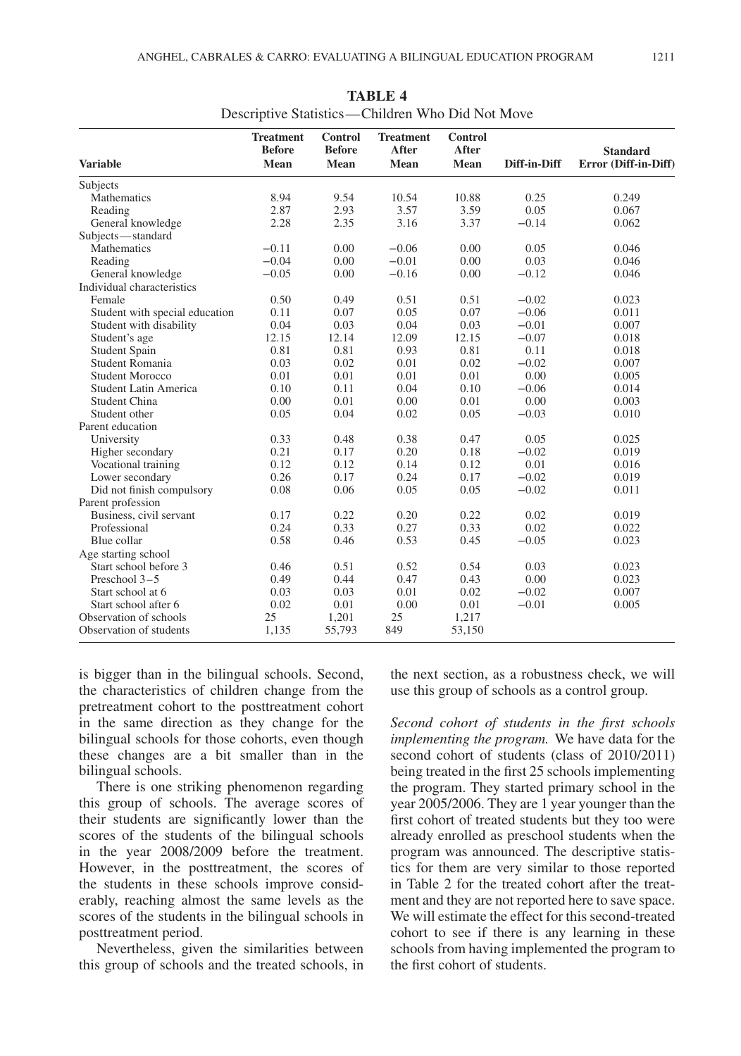**TABLE 4**
Descriptive Statistics—Children Who Did Not Move

| Variable | Treatment Before Mean | Control Before Mean | Treatment After Mean | Control After Mean | Diff-in-Diff | Standard Error (Diff-in-Diff) |
|---|---|---|---|---|---|---|
| Subjects | | | | | | |
| Mathematics | 8.94 | 9.54 | 10.54 | 10.88 | 0.25 | 0.249 |
| Reading | 2.87 | 2.93 | 3.57 | 3.59 | 0.05 | 0.067 |
| General knowledge | 2.28 | 2.35 | 3.16 | 3.37 | −0.14 | 0.062 |
| Subjects—standard | | | | | | |
| Mathematics | −0.11 | 0.00 | −0.06 | 0.00 | 0.05 | 0.046 |
| Reading | −0.04 | 0.00 | −0.01 | 0.00 | 0.03 | 0.046 |
| General knowledge | −0.05 | 0.00 | −0.16 | 0.00 | −0.12 | 0.046 |
| Individual characteristics | | | | | | |
| Female | 0.50 | 0.49 | 0.51 | 0.51 | −0.02 | 0.023 |
| Student with special education | 0.11 | 0.07 | 0.05 | 0.07 | −0.06 | 0.011 |
| Student with disability | 0.04 | 0.03 | 0.04 | 0.03 | −0.01 | 0.007 |
| Student's age | 12.15 | 12.14 | 12.09 | 12.15 | −0.07 | 0.018 |
| Student Spain | 0.81 | 0.81 | 0.93 | 0.81 | 0.11 | 0.018 |
| Student Romania | 0.03 | 0.02 | 0.01 | 0.02 | −0.02 | 0.007 |
| Student Morocco | 0.01 | 0.01 | 0.01 | 0.01 | 0.00 | 0.005 |
| Student Latin America | 0.10 | 0.11 | 0.04 | 0.10 | −0.06 | 0.014 |
| Student China | 0.00 | 0.01 | 0.00 | 0.01 | 0.00 | 0.003 |
| Student other | 0.05 | 0.04 | 0.02 | 0.05 | −0.03 | 0.010 |
| Parent education | | | | | | |
| University | 0.33 | 0.48 | 0.38 | 0.47 | 0.05 | 0.025 |
| Higher secondary | 0.21 | 0.17 | 0.20 | 0.18 | −0.02 | 0.019 |
| Vocational training | 0.12 | 0.12 | 0.14 | 0.12 | 0.01 | 0.016 |
| Lower secondary | 0.26 | 0.17 | 0.24 | 0.17 | −0.02 | 0.019 |
| Did not finish compulsory | 0.08 | 0.06 | 0.05 | 0.05 | −0.02 | 0.011 |
| Parent profession | | | | | | |
| Business, civil servant | 0.17 | 0.22 | 0.20 | 0.22 | 0.02 | 0.019 |
| Professional | 0.24 | 0.33 | 0.27 | 0.33 | 0.02 | 0.022 |
| Blue collar | 0.58 | 0.46 | 0.53 | 0.45 | −0.05 | 0.023 |
| Age starting school | | | | | | |
| Start school before 3 | 0.46 | 0.51 | 0.52 | 0.54 | 0.03 | 0.023 |
| Preschool 3–5 | 0.49 | 0.44 | 0.47 | 0.43 | 0.00 | 0.023 |
| Start school at 6 | 0.03 | 0.03 | 0.01 | 0.02 | −0.02 | 0.007 |
| Start school after 6 | 0.02 | 0.01 | 0.00 | 0.01 | −0.01 | 0.005 |
| Observation of schools | 25 | 1,201 | 25 | 1,217 | | |
| Observation of students | 1,135 | 55,793 | 849 | 53,150 | | |

is bigger than in the bilingual schools. Second, the characteristics of children change from the pretreatment cohort to the posttreatment cohort in the same direction as they change for the bilingual schools for those cohorts, even though these changes are a bit smaller than in the bilingual schools.

There is one striking phenomenon regarding this group of schools. The average scores of their students are significantly lower than the scores of the students of the bilingual schools in the year 2008/2009 before the treatment. However, in the posttreatment, the scores of the students in these schools improve considerably, reaching almost the same levels as the scores of the students in the bilingual schools in posttreatment period.

Nevertheless, given the similarities between this group of schools and the treated schools, in the next section, as a robustness check, we will use this group of schools as a control group.

*Second cohort of students in the first schools implementing the program.* We have data for the second cohort of students (class of 2010/2011) being treated in the first 25 schools implementing the program. They started primary school in the year 2005/2006. They are 1 year younger than the first cohort of treated students but they too were already enrolled as preschool students when the program was announced. The descriptive statistics for them are very similar to those reported in Table 2 for the treated cohort after the treatment and they are not reported here to save space. We will estimate the effect for this second-treated cohort to see if there is any learning in these schools from having implemented the program to the first cohort of students.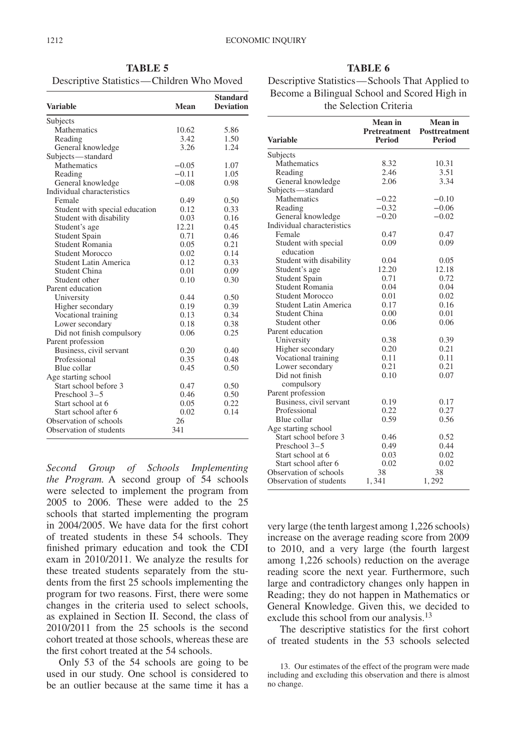**TABLE 5**
Descriptive Statistics—Children Who Moved

| Variable | Mean | Standard Deviation |
|---|---|---|
| Subjects | | |
| Mathematics | 10.62 | 5.86 |
| Reading | 3.42 | 1.50 |
| General knowledge | 3.26 | 1.24 |
| Subjects—standard | | |
| Mathematics | −0.05 | 1.07 |
| Reading | −0.11 | 1.05 |
| General knowledge | −0.08 | 0.98 |
| Individual characteristics | | |
| Female | 0.49 | 0.50 |
| Student with special education | 0.12 | 0.33 |
| Student with disability | 0.03 | 0.16 |
| Student's age | 12.21 | 0.45 |
| Student Spain | 0.71 | 0.46 |
| Student Romania | 0.05 | 0.21 |
| Student Morocco | 0.02 | 0.14 |
| Student Latin America | 0.12 | 0.33 |
| Student China | 0.01 | 0.09 |
| Student other | 0.10 | 0.30 |
| Parent education | | |
| University | 0.44 | 0.50 |
| Higher secondary | 0.19 | 0.39 |
| Vocational training | 0.13 | 0.34 |
| Lower secondary | 0.18 | 0.38 |
| Did not finish compulsory | 0.06 | 0.25 |
| Parent profession | | |
| Business, civil servant | 0.20 | 0.40 |
| Professional | 0.35 | 0.48 |
| Blue collar | 0.45 | 0.50 |
| Age starting school | | |
| Start school before 3 | 0.47 | 0.50 |
| Preschool 3–5 | 0.46 | 0.50 |
| Start school at 6 | 0.05 | 0.22 |
| Start school after 6 | 0.02 | 0.14 |
| Observation of schools | 26 | |
| Observation of students | 341 | |

*Second Group of Schools Implementing the Program.* A second group of 54 schools were selected to implement the program from 2005 to 2006. These were added to the 25 schools that started implementing the program in 2004/2005. We have data for the first cohort of treated students in these 54 schools. They finished primary education and took the CDI exam in 2010/2011. We analyze the results for these treated students separately from the students from the first 25 schools implementing the program for two reasons. First, there were some changes in the criteria used to select schools, as explained in Section II. Second, the class of 2010/2011 from the 25 schools is the second cohort treated at those schools, whereas these are the first cohort treated at the 54 schools.

Only 53 of the 54 schools are going to be used in our study. One school is considered to be an outlier because at the same time it has a very large (the tenth largest among 1,226 schools) increase on the average reading score from 2009 to 2010, and a very large (the fourth largest among 1,226 schools) reduction on the average reading score the next year. Furthermore, such large and contradictory changes only happen in Reading; they do not happen in Mathematics or General Knowledge. Given this, we decided to exclude this school from our analysis.[13]

The descriptive statistics for the first cohort of treated students in the 53 schools selected

**TABLE 6**
Descriptive Statistics—Schools That Applied to Become a Bilingual School and Scored High in the Selection Criteria

| Variable | Mean in Pretreatment Period | Mean in Posttreatment Period |
|---|---|---|
| Subjects | | |
| Mathematics | 8.32 | 10.31 |
| Reading | 2.46 | 3.51 |
| General knowledge | 2.06 | 3.34 |
| Subjects—standard | | |
| Mathematics | −0.22 | −0.10 |
| Reading | −0.32 | −0.06 |
| General knowledge | −0.20 | −0.02 |
| Individual characteristics | | |
| Female | 0.47 | 0.47 |
| Student with special education | 0.09 | 0.09 |
| Student with disability | 0.04 | 0.05 |
| Student's age | 12.20 | 12.18 |
| Student Spain | 0.71 | 0.72 |
| Student Romania | 0.04 | 0.04 |
| Student Morocco | 0.01 | 0.02 |
| Student Latin America | 0.17 | 0.16 |
| Student China | 0.00 | 0.01 |
| Student other | 0.06 | 0.06 |
| Parent education | | |
| University | 0.38 | 0.39 |
| Higher secondary | 0.20 | 0.21 |
| Vocational training | 0.11 | 0.11 |
| Lower secondary | 0.21 | 0.21 |
| Did not finish compulsory | 0.10 | 0.07 |
| Parent profession | | |
| Business, civil servant | 0.19 | 0.17 |
| Professional | 0.22 | 0.27 |
| Blue collar | 0.59 | 0.56 |
| Age starting school | | |
| Start school before 3 | 0.46 | 0.52 |
| Preschool 3–5 | 0.49 | 0.44 |
| Start school at 6 | 0.03 | 0.02 |
| Start school after 6 | 0.02 | 0.02 |
| Observation of schools | 38 | 38 |
| Observation of students | 1,341 | 1,292 |

13. Our estimates of the effect of the program were made including and excluding this observation and there is almost no change.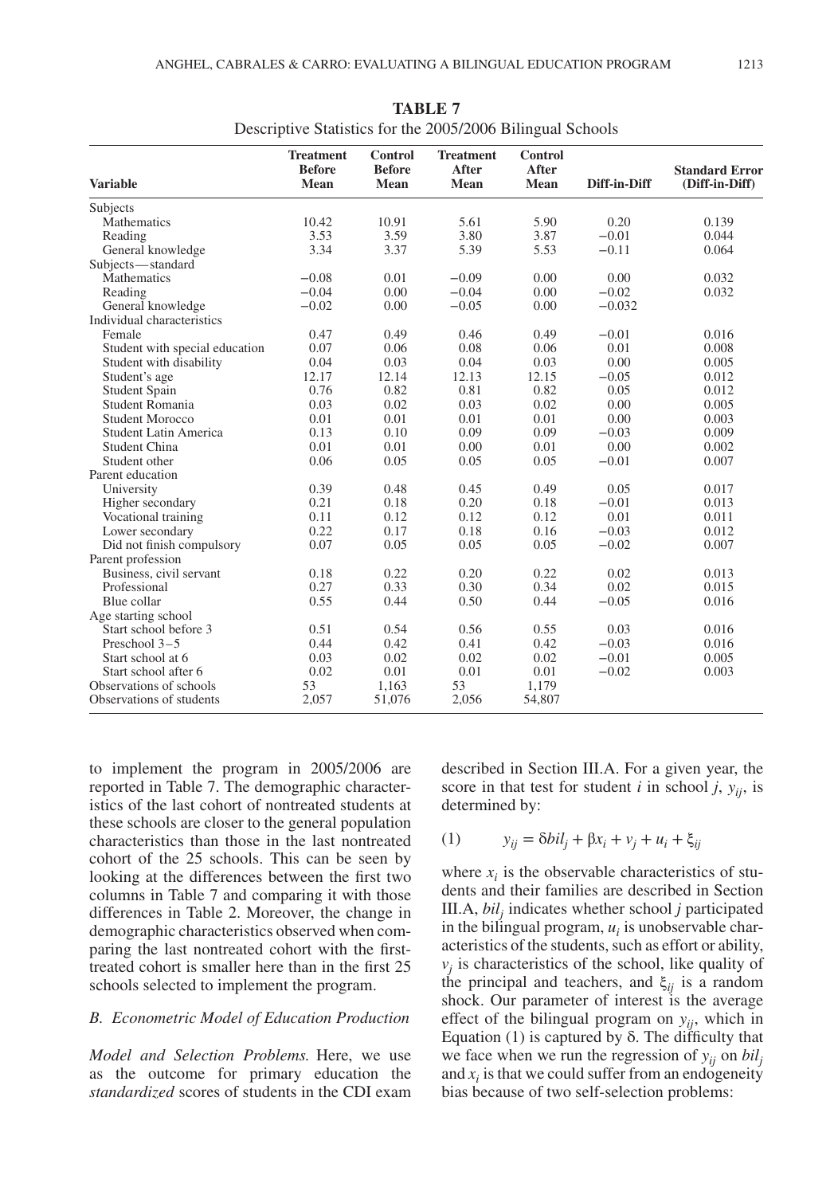**TABLE 7**
Descriptive Statistics for the 2005/2006 Bilingual Schools

| Variable | Treatment Before Mean | Control Before Mean | Treatment After Mean | Control After Mean | Diff-in-Diff | Standard Error (Diff-in-Diff) |
|---|---|---|---|---|---|---|
| Subjects | | | | | | |
| Mathematics | 10.42 | 10.91 | 5.61 | 5.90 | 0.20 | 0.139 |
| Reading | 3.53 | 3.59 | 3.80 | 3.87 | −0.01 | 0.044 |
| General knowledge | 3.34 | 3.37 | 5.39 | 5.53 | −0.11 | 0.064 |
| Subjects—standard | | | | | | |
| Mathematics | −0.08 | 0.01 | −0.09 | 0.00 | 0.00 | 0.032 |
| Reading | −0.04 | 0.00 | −0.04 | 0.00 | −0.02 | 0.032 |
| General knowledge | −0.02 | 0.00 | −0.05 | 0.00 | −0.032 | |
| Individual characteristics | | | | | | |
| Female | 0.47 | 0.49 | 0.46 | 0.49 | −0.01 | 0.016 |
| Student with special education | 0.07 | 0.06 | 0.08 | 0.06 | 0.01 | 0.008 |
| Student with disability | 0.04 | 0.03 | 0.04 | 0.03 | 0.00 | 0.005 |
| Student's age | 12.17 | 12.14 | 12.13 | 12.15 | −0.05 | 0.012 |
| Student Spain | 0.76 | 0.82 | 0.81 | 0.82 | 0.05 | 0.012 |
| Student Romania | 0.03 | 0.02 | 0.03 | 0.02 | 0.00 | 0.005 |
| Student Morocco | 0.01 | 0.01 | 0.01 | 0.01 | 0.00 | 0.003 |
| Student Latin America | 0.13 | 0.10 | 0.09 | 0.09 | −0.03 | 0.009 |
| Student China | 0.01 | 0.01 | 0.00 | 0.01 | 0.00 | 0.002 |
| Student other | 0.06 | 0.05 | 0.05 | 0.05 | −0.01 | 0.007 |
| Parent education | | | | | | |
| University | 0.39 | 0.48 | 0.45 | 0.49 | 0.05 | 0.017 |
| Higher secondary | 0.21 | 0.18 | 0.20 | 0.18 | −0.01 | 0.013 |
| Vocational training | 0.11 | 0.12 | 0.12 | 0.12 | 0.01 | 0.011 |
| Lower secondary | 0.22 | 0.17 | 0.18 | 0.16 | −0.03 | 0.012 |
| Did not finish compulsory | 0.07 | 0.05 | 0.05 | 0.05 | −0.02 | 0.007 |
| Parent profession | | | | | | |
| Business, civil servant | 0.18 | 0.22 | 0.20 | 0.22 | 0.02 | 0.013 |
| Professional | 0.27 | 0.33 | 0.30 | 0.34 | 0.02 | 0.015 |
| Blue collar | 0.55 | 0.44 | 0.50 | 0.44 | −0.05 | 0.016 |
| Age starting school | | | | | | |
| Start school before 3 | 0.51 | 0.54 | 0.56 | 0.55 | 0.03 | 0.016 |
| Preschool 3–5 | 0.44 | 0.42 | 0.41 | 0.42 | −0.03 | 0.016 |
| Start school at 6 | 0.03 | 0.02 | 0.02 | 0.02 | −0.01 | 0.005 |
| Start school after 6 | 0.02 | 0.01 | 0.01 | 0.01 | −0.02 | 0.003 |
| Observations of schools | 53 | 1,163 | 53 | 1,179 | | |
| Observations of students | 2,057 | 51,076 | 2,056 | 54,807 | | |

to implement the program in 2005/2006 are reported in Table 7. The demographic characteristics of the last cohort of nontreated students at these schools are closer to the general population characteristics than those in the last nontreated cohort of the 25 schools. This can be seen by looking at the differences between the first two columns in Table 7 and comparing it with those differences in Table 2. Moreover, the change in demographic characteristics observed when comparing the last nontreated cohort with the first-treated cohort is smaller here than in the first 25 schools selected to implement the program.

### *B. Econometric Model of Education Production*

*Model and Selection Problems.* Here, we use as the outcome for primary education the *standardized* scores of students in the CDI exam described in Section III.A. For a given year, the score in that test for student $i$ in school $j$, $y_{ij}$, is determined by:

$$(1) \qquad y_{ij} = \delta bil_j + \beta x_i + v_j + u_i + \xi_{ij}$$

where $x_i$ is the observable characteristics of students and their families are described in Section III.A, $bil_j$ indicates whether school $j$ participated in the bilingual program, $u_i$ is unobservable characteristics of the students, such as effort or ability, $v_j$ is characteristics of the school, like quality of the principal and teachers, and $\xi_{ij}$ is a random shock. Our parameter of interest is the average effect of the bilingual program on $y_{ij}$, which in Equation (1) is captured by $\delta$. The difficulty that we face when we run the regression of $y_{ij}$ on $bil_j$ and $x_i$ is that we could suffer from an endogeneity bias because of two self-selection problems: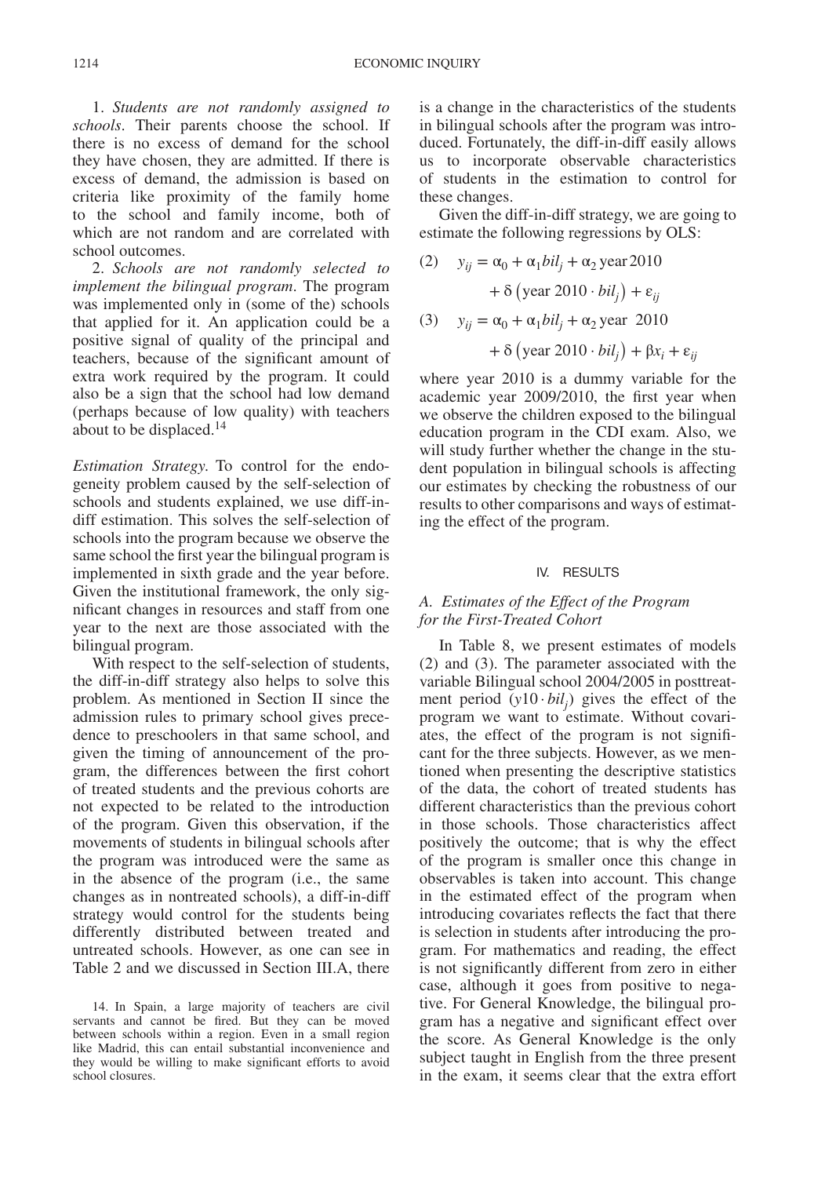1. *Students are not randomly assigned to schools*. Their parents choose the school. If there is no excess of demand for the school they have chosen, they are admitted. If there is excess of demand, the admission is based on criteria like proximity of the family home to the school and family income, both of which are not random and are correlated with school outcomes.

2. *Schools are not randomly selected to implement the bilingual program*. The program was implemented only in (some of the) schools that applied for it. An application could be a positive signal of quality of the principal and teachers, because of the significant amount of extra work required by the program. It could also be a sign that the school had low demand (perhaps because of low quality) with teachers about to be displaced.[14]

*Estimation Strategy*. To control for the endogeneity problem caused by the self-selection of schools and students explained, we use diff-in-diff estimation. This solves the self-selection of schools into the program because we observe the same school the first year the bilingual program is implemented in sixth grade and the year before. Given the institutional framework, the only significant changes in resources and staff from one year to the next are those associated with the bilingual program.

With respect to the self-selection of students, the diff-in-diff strategy also helps to solve this problem. As mentioned in Section II since the admission rules to primary school gives precedence to preschoolers in that same school, and given the timing of announcement of the program, the differences between the first cohort of treated students and the previous cohorts are not expected to be related to the introduction of the program. Given this observation, if the movements of students in bilingual schools after the program was introduced were the same as in the absence of the program (i.e., the same changes as in nontreated schools), a diff-in-diff strategy would control for the students being differently distributed between treated and untreated schools. However, as one can see in Table 2 and we discussed in Section III.A, there is a change in the characteristics of the students in bilingual schools after the program was introduced. Fortunately, the diff-in-diff easily allows us to incorporate observable characteristics of students in the estimation to control for these changes.

Given the diff-in-diff strategy, we are going to estimate the following regressions by OLS:

$$(2) \quad y_{ij} = \alpha_0 + \alpha_1 bil_j + \alpha_2 \,\text{year}\, 2010 + \delta \left(\text{year } 2010 \cdot bil_j\right) + \varepsilon_{ij}$$

$$(3) \quad y_{ij} = \alpha_0 + \alpha_1 bil_j + \alpha_2 \,\text{year}\, 2010 + \delta \left(\text{year } 2010 \cdot bil_j\right) + \beta x_i + \varepsilon_{ij}$$

where year 2010 is a dummy variable for the academic year 2009/2010, the first year when we observe the children exposed to the bilingual education program in the CDI exam. Also, we will study further whether the change in the student population in bilingual schools is affecting our estimates by checking the robustness of our results to other comparisons and ways of estimating the effect of the program.

## IV. RESULTS

### *A. Estimates of the Effect of the Program for the First-Treated Cohort*

In Table 8, we present estimates of models (2) and (3). The parameter associated with the variable Bilingual school 2004/2005 in posttreatment period ($y10 \cdot bil_j$) gives the effect of the program we want to estimate. Without covariates, the effect of the program is not significant for the three subjects. However, as we mentioned when presenting the descriptive statistics of the data, the cohort of treated students has different characteristics than the previous cohort in those schools. Those characteristics affect positively the outcome; that is why the effect of the program is smaller once this change in observables is taken into account. This change in the estimated effect of the program when introducing covariates reflects the fact that there is selection in students after introducing the program. For mathematics and reading, the effect is not significantly different from zero in either case, although it goes from positive to negative. For General Knowledge, the bilingual program has a negative and significant effect over the score. As General Knowledge is the only subject taught in English from the three present in the exam, it seems clear that the extra effort

14. In Spain, a large majority of teachers are civil servants and cannot be fired. But they can be moved between schools within a region. Even in a small region like Madrid, this can entail substantial inconvenience and they would be willing to make significant efforts to avoid school closures.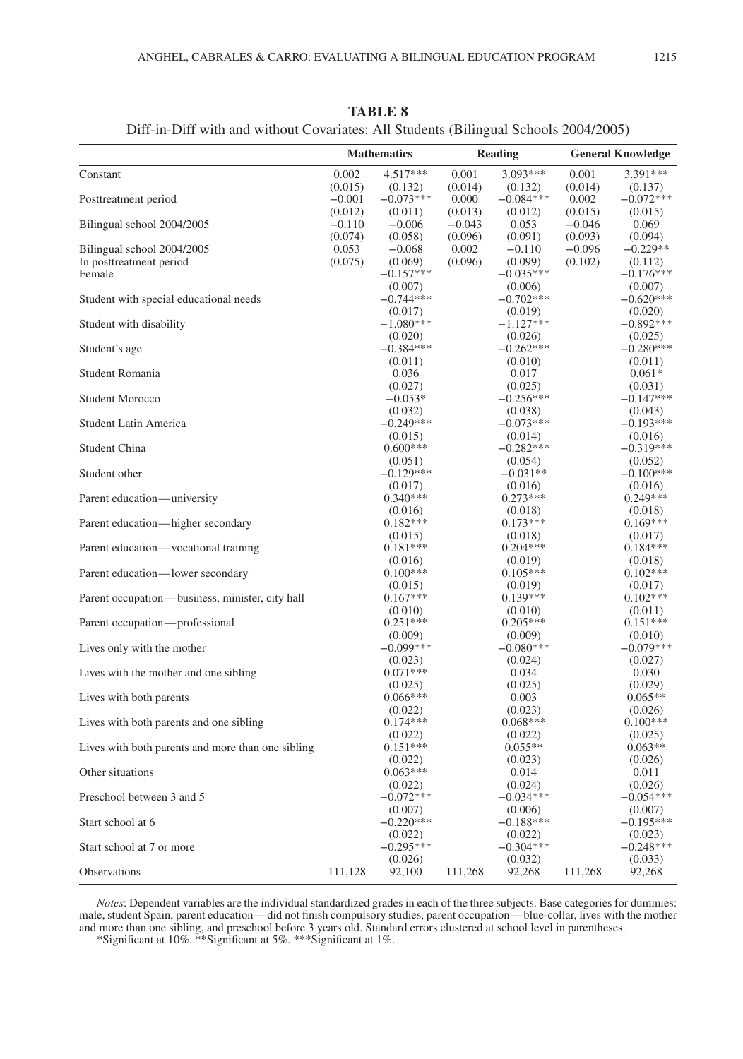**TABLE 8**

Diff-in-Diff with and without Covariates: All Students (Bilingual Schools 2004/2005)

| | Mathematics | | Reading | | General Knowledge | |
|---|---|---|---|---|---|---|
| Constant | 0.002 | 4.517*** | 0.001 | 3.093*** | 0.001 | 3.391*** |
| | (0.015) | (0.132) | (0.014) | (0.132) | (0.014) | (0.137) |
| Posttreatment period | −0.001 | −0.073*** | 0.000 | −0.084*** | 0.002 | −0.072*** |
| | (0.012) | (0.011) | (0.013) | (0.012) | (0.015) | (0.015) |
| Bilingual school 2004/2005 | −0.110 | −0.006 | −0.043 | 0.053 | −0.046 | 0.069 |
| | (0.074) | (0.058) | (0.096) | (0.091) | (0.093) | (0.094) |
| Bilingual school 2004/2005 In posttreatment period | 0.053 | −0.068 | 0.002 | −0.110 | −0.096 | −0.229** |
| | (0.075) | (0.069) | (0.096) | (0.099) | (0.102) | (0.112) |
| Female | | −0.157*** | | −0.035*** | | −0.176*** |
| | | (0.007) | | (0.006) | | (0.007) |
| Student with special educational needs | | −0.744*** | | −0.702*** | | −0.620*** |
| | | (0.017) | | (0.019) | | (0.020) |
| Student with disability | | −1.080*** | | −1.127*** | | −0.892*** |
| | | (0.020) | | (0.026) | | (0.025) |
| Student's age | | −0.384*** | | −0.262*** | | −0.280*** |
| | | (0.011) | | (0.010) | | (0.011) |
| Student Romania | | 0.036 | | 0.017 | | 0.061* |
| | | (0.027) | | (0.025) | | (0.031) |
| Student Morocco | | −0.053* | | −0.256*** | | −0.147*** |
| | | (0.032) | | (0.038) | | (0.043) |
| Student Latin America | | −0.249*** | | −0.073*** | | −0.193*** |
| | | (0.015) | | (0.014) | | (0.016) |
| Student China | | 0.600*** | | −0.282*** | | −0.319*** |
| | | (0.051) | | (0.054) | | (0.052) |
| Student other | | −0.129*** | | −0.031** | | −0.100*** |
| | | (0.017) | | (0.016) | | (0.016) |
| Parent education—university | | 0.340*** | | 0.273*** | | 0.249*** |
| | | (0.016) | | (0.018) | | (0.018) |
| Parent education—higher secondary | | 0.182*** | | 0.173*** | | 0.169*** |
| | | (0.015) | | (0.018) | | (0.017) |
| Parent education—vocational training | | 0.181*** | | 0.204*** | | 0.184*** |
| | | (0.016) | | (0.019) | | (0.018) |
| Parent education—lower secondary | | 0.100*** | | 0.105*** | | 0.102*** |
| | | (0.015) | | (0.019) | | (0.017) |
| Parent occupation—business, minister, city hall | | 0.167*** | | 0.139*** | | 0.102*** |
| | | (0.010) | | (0.010) | | (0.011) |
| Parent occupation—professional | | 0.251*** | | 0.205*** | | 0.151*** |
| | | (0.009) | | (0.009) | | (0.010) |
| Lives only with the mother | | −0.099*** | | −0.080*** | | −0.079*** |
| | | (0.023) | | (0.024) | | (0.027) |
| Lives with the mother and one sibling | | 0.071*** | | 0.034 | | 0.030 |
| | | (0.025) | | (0.025) | | (0.029) |
| Lives with both parents | | 0.066*** | | 0.003 | | 0.065** |
| | | (0.022) | | (0.023) | | (0.026) |
| Lives with both parents and one sibling | | 0.174*** | | 0.068*** | | 0.100*** |
| | | (0.022) | | (0.022) | | (0.025) |
| Lives with both parents and more than one sibling | | 0.151*** | | 0.055** | | 0.063** |
| | | (0.022) | | (0.023) | | (0.026) |
| Other situations | | 0.063*** | | 0.014 | | 0.011 |
| | | (0.022) | | (0.024) | | (0.026) |
| Preschool between 3 and 5 | | −0.072*** | | −0.034*** | | −0.054*** |
| | | (0.007) | | (0.006) | | (0.007) |
| Start school at 6 | | −0.220*** | | −0.188*** | | −0.195*** |
| | | (0.022) | | (0.022) | | (0.023) |
| Start school at 7 or more | | −0.295*** | | −0.304*** | | −0.248*** |
| | | (0.026) | | (0.032) | | (0.033) |
| Observations | 111,128 | 92,100 | 111,268 | 92,268 | 111,268 | 92,268 |

*Notes*: Dependent variables are the individual standardized grades in each of the three subjects. Base categories for dummies: male, student Spain, parent education—did not finish compulsory studies, parent occupation—blue-collar, lives with the mother and more than one sibling, and preschool before 3 years old. Standard errors clustered at school level in parentheses.

*Significant at 10%. **Significant at 5%. ***Significant at 1%.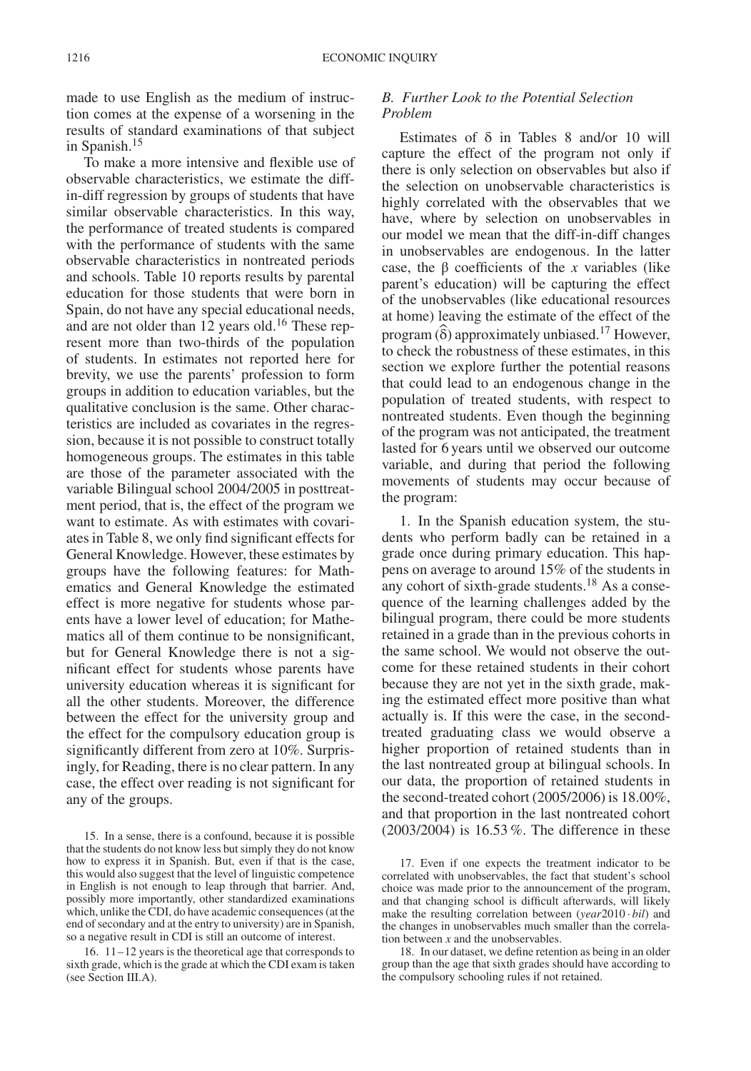made to use English as the medium of instruction comes at the expense of a worsening in the results of standard examinations of that subject in Spanish.[15]

To make a more intensive and flexible use of observable characteristics, we estimate the diff-in-diff regression by groups of students that have similar observable characteristics. In this way, the performance of treated students is compared with the performance of students with the same observable characteristics in nontreated periods and schools. Table 10 reports results by parental education for those students that were born in Spain, do not have any special educational needs, and are not older than 12 years old.[16] These represent more than two-thirds of the population of students. In estimates not reported here for brevity, we use the parents' profession to form groups in addition to education variables, but the qualitative conclusion is the same. Other characteristics are included as covariates in the regression, because it is not possible to construct totally homogeneous groups. The estimates in this table are those of the parameter associated with the variable Bilingual school 2004/2005 in posttreatment period, that is, the effect of the program we want to estimate. As with estimates with covariates in Table 8, we only find significant effects for General Knowledge. However, these estimates by groups have the following features: for Mathematics and General Knowledge the estimated effect is more negative for students whose parents have a lower level of education; for Mathematics all of them continue to be nonsignificant, but for General Knowledge there is not a significant effect for students whose parents have university education whereas it is significant for all the other students. Moreover, the difference between the effect for the university group and the effect for the compulsory education group is significantly different from zero at 10%. Surprisingly, for Reading, there is no clear pattern. In any case, the effect over reading is not significant for any of the groups.

### *B. Further Look to the Potential Selection Problem*

Estimates of $\delta$ in Tables 8 and/or 10 will capture the effect of the program not only if there is only selection on observables but also if the selection on unobservable characteristics is highly correlated with the observables that we have, where by selection on unobservables in our model we mean that the diff-in-diff changes in unobservables are endogenous. In the latter case, the $\beta$ coefficients of the $x$ variables (like parent's education) will be capturing the effect of the unobservables (like educational resources at home) leaving the estimate of the effect of the program ($\hat{\delta}$) approximately unbiased.[17] However, to check the robustness of these estimates, in this section we explore further the potential reasons that could lead to an endogenous change in the population of treated students, with respect to nontreated students. Even though the beginning of the program was not anticipated, the treatment lasted for 6 years until we observed our outcome variable, and during that period the following movements of students may occur because of the program:

1. In the Spanish education system, the students who perform badly can be retained in a grade once during primary education. This happens on average to around 15% of the students in any cohort of sixth-grade students.[18] As a consequence of the learning challenges added by the bilingual program, there could be more students retained in a grade than in the previous cohorts in the same school. We would not observe the outcome for these retained students in their cohort because they are not yet in the sixth grade, making the estimated effect more positive than what actually is. If this were the case, in the second-treated graduating class we would observe a higher proportion of retained students than in the last nontreated group at bilingual schools. In our data, the proportion of retained students in the second-treated cohort (2005/2006) is 18.00%, and that proportion in the last nontreated cohort (2003/2004) is 16.53%. The difference in these

---

15. In a sense, there is a confound, because it is possible that the students do not know less but simply they do not know how to express it in Spanish. But, even if that is the case, this would also suggest that the level of linguistic competence in English is not enough to leap through that barrier. And, possibly more importantly, other standardized examinations which, unlike the CDI, do have academic consequences (at the end of secondary and at the entry to university) are in Spanish, so a negative result in CDI is still an outcome of interest.

16. 11–12 years is the theoretical age that corresponds to sixth grade, which is the grade at which the CDI exam is taken (see Section III.A).

17. Even if one expects the treatment indicator to be correlated with unobservables, the fact that student's school choice was made prior to the announcement of the program, and that changing school is difficult afterwards, will likely make the resulting correlation between ($year2010 \cdot bil$) and the changes in unobservables much smaller than the correlation between $x$ and the unobservables.

18. In our dataset, we define retention as being in an older group than the age that sixth grades should have according to the compulsory schooling rules if not retained.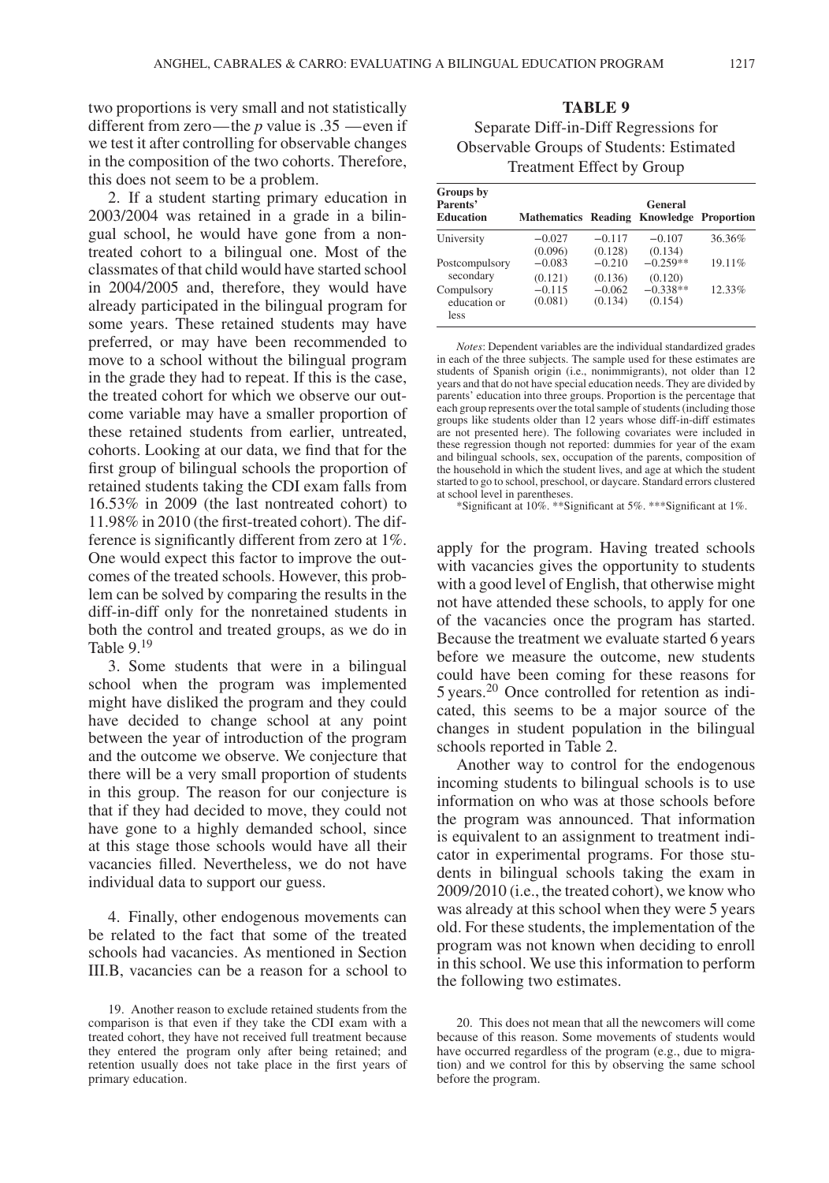two proportions is very small and not statistically different from zero—the $p$ value is .35 —even if we test it after controlling for observable changes in the composition of the two cohorts. Therefore, this does not seem to be a problem.

2. If a student starting primary education in 2003/2004 was retained in a grade in a bilingual school, he would have gone from a nontreated cohort to a bilingual one. Most of the classmates of that child would have started school in 2004/2005 and, therefore, they would have already participated in the bilingual program for some years. These retained students may have preferred, or may have been recommended to move to a school without the bilingual program in the grade they had to repeat. If this is the case, the treated cohort for which we observe our outcome variable may have a smaller proportion of these retained students from earlier, untreated, cohorts. Looking at our data, we find that for the first group of bilingual schools the proportion of retained students taking the CDI exam falls from 16.53% in 2009 (the last nontreated cohort) to 11.98% in 2010 (the first-treated cohort). The difference is significantly different from zero at 1%. One would expect this factor to improve the outcomes of the treated schools. However, this problem can be solved by comparing the results in the diff-in-diff only for the nonretained students in both the control and treated groups, as we do in Table 9.[19]

3. Some students that were in a bilingual school when the program was implemented might have disliked the program and they could have decided to change school at any point between the year of introduction of the program and the outcome we observe. We conjecture that there will be a very small proportion of students in this group. The reason for our conjecture is that if they had decided to move, they could not have gone to a highly demanded school, since at this stage those schools would have all their vacancies filled. Nevertheless, we do not have individual data to support our guess.

4. Finally, other endogenous movements can be related to the fact that some of the treated schools had vacancies. As mentioned in Section III.B, vacancies can be a reason for a school to apply for the program. Having treated schools with vacancies gives the opportunity to students with a good level of English, that otherwise might not have attended these schools, to apply for one of the vacancies once the program has started. Because the treatment we evaluate started 6 years before we measure the outcome, new students could have been coming for these reasons for 5 years.[20] Once controlled for retention as indicated, this seems to be a major source of the changes in student population in the bilingual schools reported in Table 2.

Another way to control for the endogenous incoming students to bilingual schools is to use information on who was at those schools before the program was announced. That information is equivalent to an assignment to treatment indicator in experimental programs. For those students in bilingual schools taking the exam in 2009/2010 (i.e., the treated cohort), we know who was already at this school when they were 5 years old. For these students, the implementation of the program was not known when deciding to enroll in this school. We use this information to perform the following two estimates.

**TABLE 9**

Separate Diff-in-Diff Regressions for Observable Groups of Students: Estimated Treatment Effect by Group

| Groups by Parents' Education | Mathematics | Reading | General Knowledge | Proportion |
|---|---|---|---|---|
| University | −0.027 | −0.117 | −0.107 | 36.36% |
| | (0.096) | (0.128) | (0.134) | |
| Postcompulsory secondary | −0.083 | −0.210 | −0.259** | 19.11% |
| | (0.121) | (0.136) | (0.120) | |
| Compulsory education or less | −0.115 | −0.062 | −0.338** | 12.33% |
| | (0.081) | (0.134) | (0.154) | |

*Notes*: Dependent variables are the individual standardized grades in each of the three subjects. The sample used for these estimates are students of Spanish origin (i.e., nonimmigrants), not older than 12 years and that do not have special education needs. They are divided by parents' education into three groups. Proportion is the percentage that each group represents over the total sample of students (including those groups like students older than 12 years whose diff-in-diff estimates are not presented here). The following covariates were included in these regression though not reported: dummies for year of the exam and bilingual schools, sex, occupation of the parents, composition of the household in which the student lives, and age at which the student started to go to school, preschool, or daycare. Standard errors clustered at school level in parentheses.

*Significant at 10%. **Significant at 5%. ***Significant at 1%.

19. Another reason to exclude retained students from the comparison is that even if they take the CDI exam with a treated cohort, they have not received full treatment because they entered the program only after being retained; and retention usually does not take place in the first years of primary education.

20. This does not mean that all the newcomers will come because of this reason. Some movements of students would have occurred regardless of the program (e.g., due to migration) and we control for this by observing the same school before the program.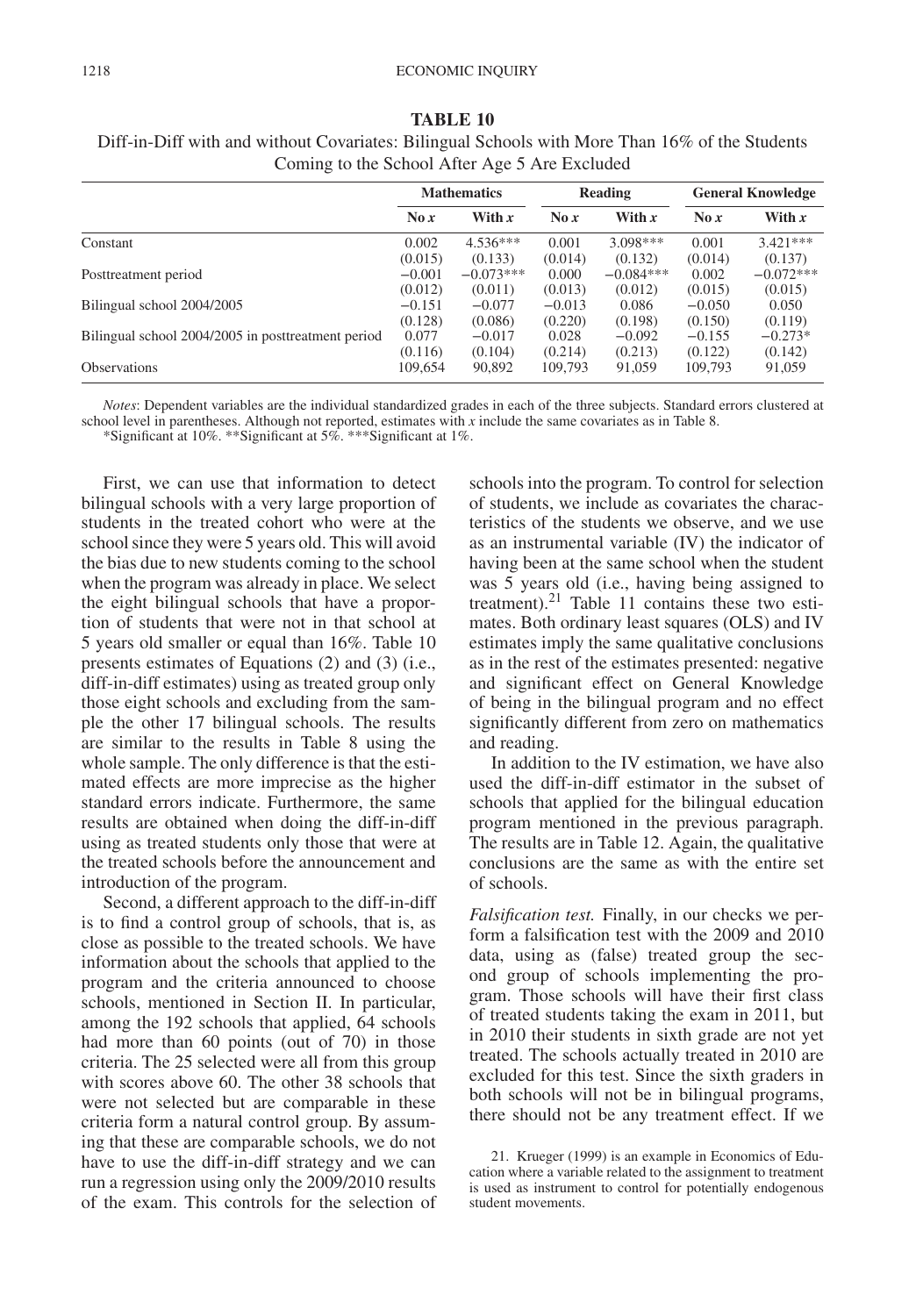**TABLE 10**

Diff-in-Diff with and without Covariates: Bilingual Schools with More Than 16% of the Students Coming to the School After Age 5 Are Excluded

| | Mathematics | | Reading | | General Knowledge | |
|---|---|---|---|---|---|---|
| | No $x$ | With $x$ | No $x$ | With $x$ | No $x$ | With $x$ |
| Constant | 0.002 | 4.536*** | 0.001 | 3.098*** | 0.001 | 3.421*** |
| | (0.015) | (0.133) | (0.014) | (0.132) | (0.014) | (0.137) |
| Posttreatment period | −0.001 | −0.073*** | 0.000 | −0.084*** | 0.002 | −0.072*** |
| | (0.012) | (0.011) | (0.013) | (0.012) | (0.015) | (0.015) |
| Bilingual school 2004/2005 | −0.151 | −0.077 | −0.013 | 0.086 | −0.050 | 0.050 |
| | (0.128) | (0.086) | (0.220) | (0.198) | (0.150) | (0.119) |
| Bilingual school 2004/2005 in posttreatment period | 0.077 | −0.017 | 0.028 | −0.092 | −0.155 | −0.273* |
| | (0.116) | (0.104) | (0.214) | (0.213) | (0.122) | (0.142) |
| Observations | 109,654 | 90,892 | 109,793 | 91,059 | 109,793 | 91,059 |

*Notes*: Dependent variables are the individual standardized grades in each of the three subjects. Standard errors clustered at school level in parentheses. Although not reported, estimates with $x$ include the same covariates as in Table 8.

*Significant at 10%. **Significant at 5%. ***Significant at 1%.

First, we can use that information to detect bilingual schools with a very large proportion of students in the treated cohort who were at the school since they were 5 years old. This will avoid the bias due to new students coming to the school when the program was already in place. We select the eight bilingual schools that have a proportion of students that were not in that school at 5 years old smaller or equal than 16%. Table 10 presents estimates of Equations (2) and (3) (i.e., diff-in-diff estimates) using as treated group only those eight schools and excluding from the sample the other 17 bilingual schools. The results are similar to the results in Table 8 using the whole sample. The only difference is that the estimated effects are more imprecise as the higher standard errors indicate. Furthermore, the same results are obtained when doing the diff-in-diff using as treated students only those that were at the treated schools before the announcement and introduction of the program.

Second, a different approach to the diff-in-diff is to find a control group of schools, that is, as close as possible to the treated schools. We have information about the schools that applied to the program and the criteria announced to choose schools, mentioned in Section II. In particular, among the 192 schools that applied, 64 schools had more than 60 points (out of 70) in those criteria. The 25 selected were all from this group with scores above 60. The other 38 schools that were not selected but are comparable in these criteria form a natural control group. By assuming that these are comparable schools, we do not have to use the diff-in-diff strategy and we can run a regression using only the 2009/2010 results of the exam. This controls for the selection of schools into the program. To control for selection of students, we include as covariates the characteristics of the students we observe, and we use as an instrumental variable (IV) the indicator of having been at the same school when the student was 5 years old (i.e., having being assigned to treatment).[21] Table 11 contains these two estimates. Both ordinary least squares (OLS) and IV estimates imply the same qualitative conclusions as in the rest of the estimates presented: negative and significant effect on General Knowledge of being in the bilingual program and no effect significantly different from zero on mathematics and reading.

In addition to the IV estimation, we have also used the diff-in-diff estimator in the subset of schools that applied for the bilingual education program mentioned in the previous paragraph. The results are in Table 12. Again, the qualitative conclusions are the same as with the entire set of schools.

*Falsification test.* Finally, in our checks we perform a falsification test with the 2009 and 2010 data, using as (false) treated group the second group of schools implementing the program. Those schools will have their first class of treated students taking the exam in 2011, but in 2010 their students in sixth grade are not yet treated. The schools actually treated in 2010 are excluded for this test. Since the sixth graders in both schools will not be in bilingual programs, there should not be any treatment effect. If we

21. Krueger (1999) is an example in Economics of Education where a variable related to the assignment to treatment is used as instrument to control for potentially endogenous student movements.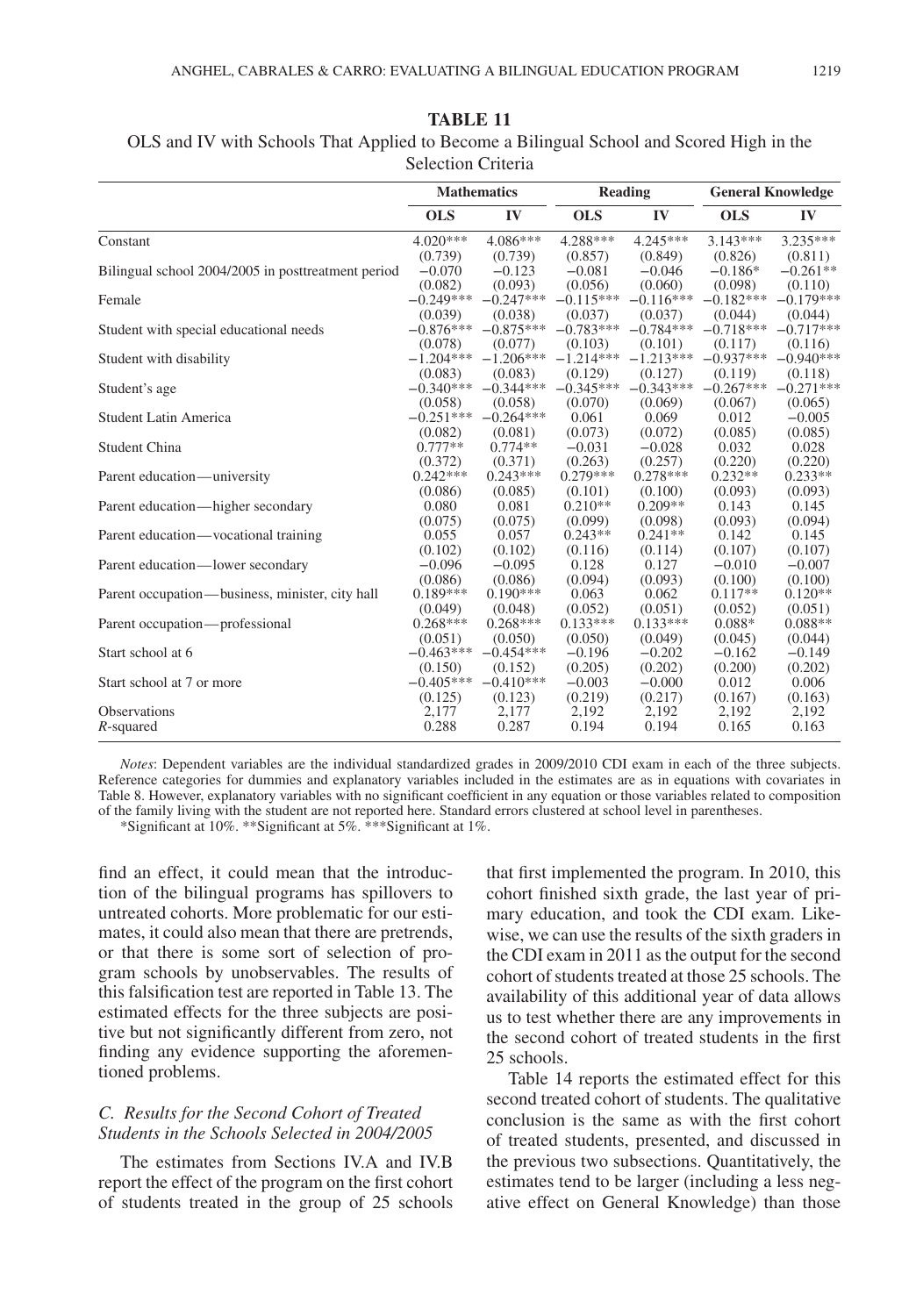**TABLE 11**

OLS and IV with Schools That Applied to Become a Bilingual School and Scored High in the Selection Criteria

| | Mathematics | | Reading | | General Knowledge | |
|---|---|---|---|---|---|---|
| | **OLS** | **IV** | **OLS** | **IV** | **OLS** | **IV** |
| Constant | 4.020*** | 4.086*** | 4.288*** | 4.245*** | 3.143*** | 3.235*** |
| | (0.739) | (0.739) | (0.857) | (0.849) | (0.826) | (0.811) |
| Bilingual school 2004/2005 in posttreatment period | −0.070 | −0.123 | −0.081 | −0.046 | −0.186* | −0.261** |
| | (0.082) | (0.093) | (0.056) | (0.060) | (0.098) | (0.110) |
| Female | −0.249*** | −0.247*** | −0.115*** | −0.116*** | −0.182*** | −0.179*** |
| | (0.039) | (0.038) | (0.037) | (0.037) | (0.044) | (0.044) |
| Student with special educational needs | −0.876*** | −0.875*** | −0.783*** | −0.784*** | −0.718*** | −0.717*** |
| | (0.078) | (0.077) | (0.103) | (0.101) | (0.117) | (0.116) |
| Student with disability | −1.204*** | −1.206*** | −1.214*** | −1.213*** | −0.937*** | −0.940*** |
| | (0.083) | (0.083) | (0.129) | (0.127) | (0.119) | (0.118) |
| Student's age | −0.340*** | −0.344*** | −0.345*** | −0.343*** | −0.267*** | −0.271*** |
| | (0.058) | (0.058) | (0.070) | (0.069) | (0.067) | (0.065) |
| Student Latin America | −0.251*** | −0.264*** | 0.061 | 0.069 | 0.012 | −0.005 |
| | (0.082) | (0.081) | (0.073) | (0.072) | (0.085) | (0.085) |
| Student China | 0.777** | 0.774** | −0.031 | −0.028 | 0.032 | 0.028 |
| | (0.372) | (0.371) | (0.263) | (0.257) | (0.220) | (0.220) |
| Parent education—university | 0.242*** | 0.243*** | 0.279*** | 0.278*** | 0.232** | 0.233** |
| | (0.086) | (0.085) | (0.101) | (0.100) | (0.093) | (0.093) |
| Parent education—higher secondary | 0.080 | 0.081 | 0.210** | 0.209** | 0.143 | 0.145 |
| | (0.075) | (0.075) | (0.099) | (0.098) | (0.093) | (0.094) |
| Parent education—vocational training | 0.055 | 0.057 | 0.243** | 0.241** | 0.142 | 0.145 |
| | (0.102) | (0.102) | (0.116) | (0.114) | (0.107) | (0.107) |
| Parent education—lower secondary | −0.096 | −0.095 | 0.128 | 0.127 | −0.010 | −0.007 |
| | (0.086) | (0.086) | (0.094) | (0.093) | (0.100) | (0.100) |
| Parent occupation—business, minister, city hall | 0.189*** | 0.190*** | 0.063 | 0.062 | 0.117** | 0.120** |
| | (0.049) | (0.048) | (0.052) | (0.051) | (0.052) | (0.051) |
| Parent occupation—professional | 0.268*** | 0.268*** | 0.133*** | 0.133*** | 0.088* | 0.088** |
| | (0.051) | (0.050) | (0.050) | (0.049) | (0.045) | (0.044) |
| Start school at 6 | −0.463*** | −0.454*** | −0.196 | −0.202 | −0.162 | −0.149 |
| | (0.150) | (0.152) | (0.205) | (0.202) | (0.200) | (0.202) |
| Start school at 7 or more | −0.405*** | −0.410*** | −0.003 | −0.000 | 0.012 | 0.006 |
| | (0.125) | (0.123) | (0.219) | (0.217) | (0.167) | (0.163) |
| Observations | 2,177 | 2,177 | 2,192 | 2,192 | 2,192 | 2,192 |
| *R*-squared | 0.288 | 0.287 | 0.194 | 0.194 | 0.165 | 0.163 |

*Notes*: Dependent variables are the individual standardized grades in 2009/2010 CDI exam in each of the three subjects. Reference categories for dummies and explanatory variables included in the estimates are as in equations with covariates in Table 8. However, explanatory variables with no significant coefficient in any equation or those variables related to composition of the family living with the student are not reported here. Standard errors clustered at school level in parentheses.

*Significant at 10%. **Significant at 5%. ***Significant at 1%.

find an effect, it could mean that the introduction of the bilingual programs has spillovers to untreated cohorts. More problematic for our estimates, it could also mean that there are pretrends, or that there is some sort of selection of program schools by unobservables. The results of this falsification test are reported in Table 13. The estimated effects for the three subjects are positive but not significantly different from zero, not finding any evidence supporting the aforementioned problems.

### *C. Results for the Second Cohort of Treated Students in the Schools Selected in 2004/2005*

The estimates from Sections IV.A and IV.B report the effect of the program on the first cohort of students treated in the group of 25 schools that first implemented the program. In 2010, this cohort finished sixth grade, the last year of primary education, and took the CDI exam. Likewise, we can use the results of the sixth graders in the CDI exam in 2011 as the output for the second cohort of students treated at those 25 schools. The availability of this additional year of data allows us to test whether there are any improvements in the second cohort of treated students in the first 25 schools.

Table 14 reports the estimated effect for this second treated cohort of students. The qualitative conclusion is the same as with the first cohort of treated students, presented, and discussed in the previous two subsections. Quantitatively, the estimates tend to be larger (including a less negative effect on General Knowledge) than those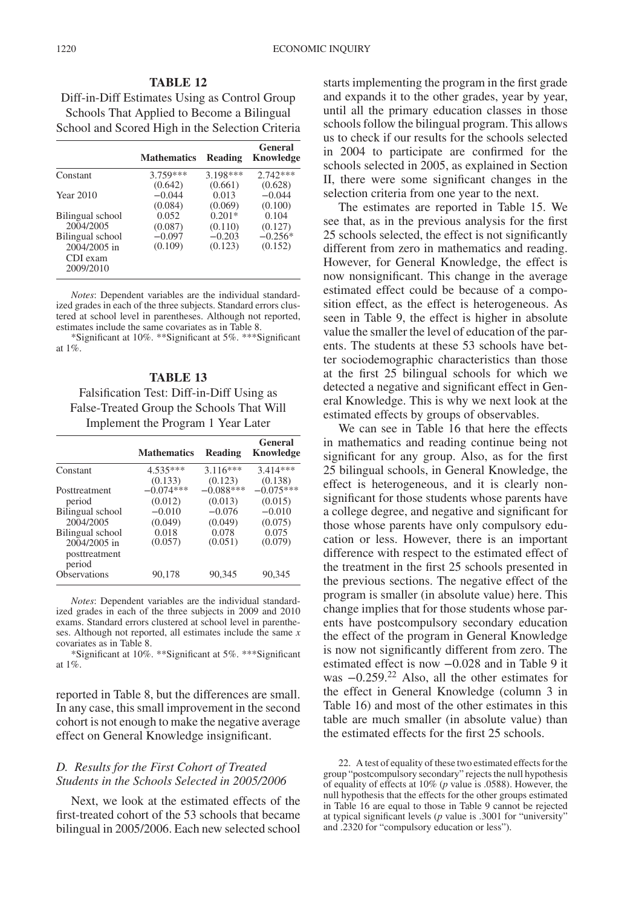**TABLE 12**

Diff-in-Diff Estimates Using as Control Group Schools That Applied to Become a Bilingual School and Scored High in the Selection Criteria

| | Mathematics | Reading | General Knowledge |
|---|---|---|---|
| Constant | 3.759*** | 3.198*** | 2.742*** |
| | (0.642) | (0.661) | (0.628) |
| Year 2010 | −0.044 | 0.013 | −0.044 |
| | (0.084) | (0.069) | (0.100) |
| Bilingual school 2004/2005 | 0.052 | 0.201* | 0.104 |
| | (0.087) | (0.110) | (0.127) |
| Bilingual school 2004/2005 in CDI exam 2009/2010 | −0.097 | −0.203 | −0.256* |
| | (0.109) | (0.123) | (0.152) |

*Notes*: Dependent variables are the individual standardized grades in each of the three subjects. Standard errors clustered at school level in parentheses. Although not reported, estimates include the same covariates as in Table 8.

*Significant at 10%. **Significant at 5%. ***Significant at 1%.

**TABLE 13**

Falsification Test: Diff-in-Diff Using as False-Treated Group the Schools That Will Implement the Program 1 Year Later

| | Mathematics | Reading | General Knowledge |
|---|---|---|---|
| Constant | 4.535*** | 3.116*** | 3.414*** |
| | (0.133) | (0.123) | (0.138) |
| Posttreatment period | −0.074*** | −0.088*** | −0.075*** |
| | (0.012) | (0.013) | (0.015) |
| Bilingual school 2004/2005 | −0.010 | −0.076 | −0.010 |
| | (0.049) | (0.049) | (0.075) |
| Bilingual school 2004/2005 in posttreatment period | 0.018 | 0.078 | 0.075 |
| | (0.057) | (0.051) | (0.079) |
| Observations | 90,178 | 90,345 | 90,345 |

*Notes*: Dependent variables are the individual standardized grades in each of the three subjects in 2009 and 2010 exams. Standard errors clustered at school level in parentheses. Although not reported, all estimates include the same $x$ covariates as in Table 8.

*Significant at 10%. **Significant at 5%. ***Significant at 1%.

reported in Table 8, but the differences are small. In any case, this small improvement in the second cohort is not enough to make the negative average effect on General Knowledge insignificant.

### *D. Results for the First Cohort of Treated Students in the Schools Selected in 2005/2006*

Next, we look at the estimated effects of the first-treated cohort of the 53 schools that became bilingual in 2005/2006. Each new selected school starts implementing the program in the first grade and expands it to the other grades, year by year, until all the primary education classes in those schools follow the bilingual program. This allows us to check if our results for the schools selected in 2004 to participate are confirmed for the schools selected in 2005, as explained in Section II, there were some significant changes in the selection criteria from one year to the next.

The estimates are reported in Table 15. We see that, as in the previous analysis for the first 25 schools selected, the effect is not significantly different from zero in mathematics and reading. However, for General Knowledge, the effect is now nonsignificant. This change in the average estimated effect could be because of a composition effect, as the effect is heterogeneous. As seen in Table 9, the effect is higher in absolute value the smaller the level of education of the parents. The students at these 53 schools have better sociodemographic characteristics than those at the first 25 bilingual schools for which we detected a negative and significant effect in General Knowledge. This is why we next look at the estimated effects by groups of observables.

We can see in Table 16 that here the effects in mathematics and reading continue being not significant for any group. Also, as for the first 25 bilingual schools, in General Knowledge, the effect is heterogeneous, and it is clearly nonsignificant for those students whose parents have a college degree, and negative and significant for those whose parents have only compulsory education or less. However, there is an important difference with respect to the estimated effect of the treatment in the first 25 schools presented in the previous sections. The negative effect of the program is smaller (in absolute value) here. This change implies that for those students whose parents have postcompulsory secondary education the effect of the program in General Knowledge is now not significantly different from zero. The estimated effect is now −0.028 and in Table 9 it was −0.259.[22] Also, all the other estimates for the effect in General Knowledge (column 3 in Table 16) and most of the other estimates in this table are much smaller (in absolute value) than the estimated effects for the first 25 schools.

22. A test of equality of these two estimated effects for the group "postcompulsory secondary" rejects the null hypothesis of equality of effects at 10% ($p$ value is .0588). However, the null hypothesis that the effects for the other groups estimated in Table 16 are equal to those in Table 9 cannot be rejected at typical significant levels ($p$ value is .3001 for "university" and .2320 for "compulsory education or less").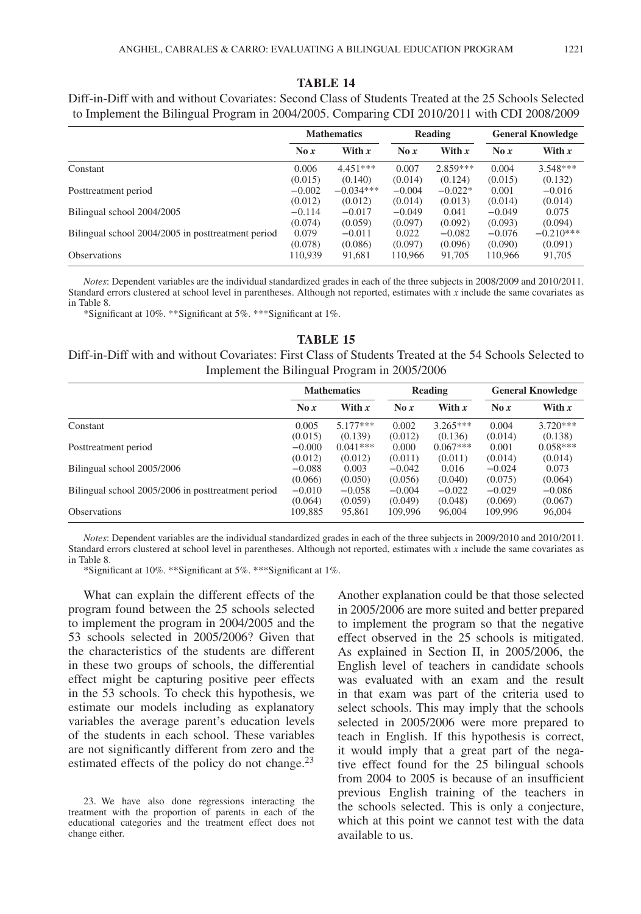**TABLE 14**

Diff-in-Diff with and without Covariates: Second Class of Students Treated at the 25 Schools Selected to Implement the Bilingual Program in 2004/2005. Comparing CDI 2010/2011 with CDI 2008/2009

| | Mathematics | | Reading | | General Knowledge | |
|---|---|---|---|---|---|---|
| | No $x$ | With $x$ | No $x$ | With $x$ | No $x$ | With $x$ |
| Constant | 0.006 | 4.451*** | 0.007 | 2.859*** | 0.004 | 3.548*** |
| | (0.015) | (0.140) | (0.014) | (0.124) | (0.015) | (0.132) |
| Posttreatment period | −0.002 | −0.034*** | −0.004 | −0.022* | 0.001 | −0.016 |
| | (0.012) | (0.012) | (0.014) | (0.013) | (0.014) | (0.014) |
| Bilingual school 2004/2005 | −0.114 | −0.017 | −0.049 | 0.041 | −0.049 | 0.075 |
| | (0.074) | (0.059) | (0.097) | (0.092) | (0.093) | (0.094) |
| Bilingual school 2004/2005 in posttreatment period | 0.079 | −0.011 | 0.022 | −0.082 | −0.076 | −0.210*** |
| | (0.078) | (0.086) | (0.097) | (0.096) | (0.090) | (0.091) |
| Observations | 110,939 | 91,681 | 110,966 | 91,705 | 110,966 | 91,705 |

*Notes*: Dependent variables are the individual standardized grades in each of the three subjects in 2008/2009 and 2010/2011. Standard errors clustered at school level in parentheses. Although not reported, estimates with $x$ include the same covariates as in Table 8.

*Significant at 10%. **Significant at 5%. ***Significant at 1%.

**TABLE 15**

Diff-in-Diff with and without Covariates: First Class of Students Treated at the 54 Schools Selected to Implement the Bilingual Program in 2005/2006

| | Mathematics | | Reading | | General Knowledge | |
|---|---|---|---|---|---|---|
| | No $x$ | With $x$ | No $x$ | With $x$ | No $x$ | With $x$ |
| Constant | 0.005 | 5.177*** | 0.002 | 3.265*** | 0.004 | 3.720*** |
| | (0.015) | (0.139) | (0.012) | (0.136) | (0.014) | (0.138) |
| Posttreatment period | −0.000 | 0.041*** | 0.000 | 0.067*** | 0.001 | 0.058*** |
| | (0.012) | (0.012) | (0.011) | (0.011) | (0.014) | (0.014) |
| Bilingual school 2005/2006 | −0.088 | 0.003 | −0.042 | 0.016 | −0.024 | 0.073 |
| | (0.066) | (0.050) | (0.056) | (0.040) | (0.075) | (0.064) |
| Bilingual school 2005/2006 in posttreatment period | −0.010 | −0.058 | −0.004 | −0.022 | −0.029 | −0.086 |
| | (0.064) | (0.059) | (0.049) | (0.048) | (0.069) | (0.067) |
| Observations | 109,885 | 95,861 | 109,996 | 96,004 | 109,996 | 96,004 |

*Notes*: Dependent variables are the individual standardized grades in each of the three subjects in 2009/2010 and 2010/2011. Standard errors clustered at school level in parentheses. Although not reported, estimates with $x$ include the same covariates as in Table 8.

*Significant at 10%. **Significant at 5%. ***Significant at 1%.

What can explain the different effects of the program found between the 25 schools selected to implement the program in 2004/2005 and the 53 schools selected in 2005/2006? Given that the characteristics of the students are different in these two groups of schools, the differential effect might be capturing positive peer effects in the 53 schools. To check this hypothesis, we estimate our models including as explanatory variables the average parent's education levels of the students in each school. These variables are not significantly different from zero and the estimated effects of the policy do not change.[23] Another explanation could be that those selected in 2005/2006 are more suited and better prepared to implement the program so that the negative effect observed in the 25 schools is mitigated. As explained in Section II, in 2005/2006, the English level of teachers in candidate schools was evaluated with an exam and the result in that exam was part of the criteria used to select schools. This may imply that the schools selected in 2005/2006 were more prepared to teach in English. If this hypothesis is correct, it would imply that a great part of the negative effect found for the 25 bilingual schools from 2004 to 2005 is because of an insufficient previous English training of the teachers in the schools selected. This is only a conjecture, which at this point we cannot test with the data available to us.

23. We have also done regressions interacting the treatment with the proportion of parents in each of the educational categories and the treatment effect does not change either.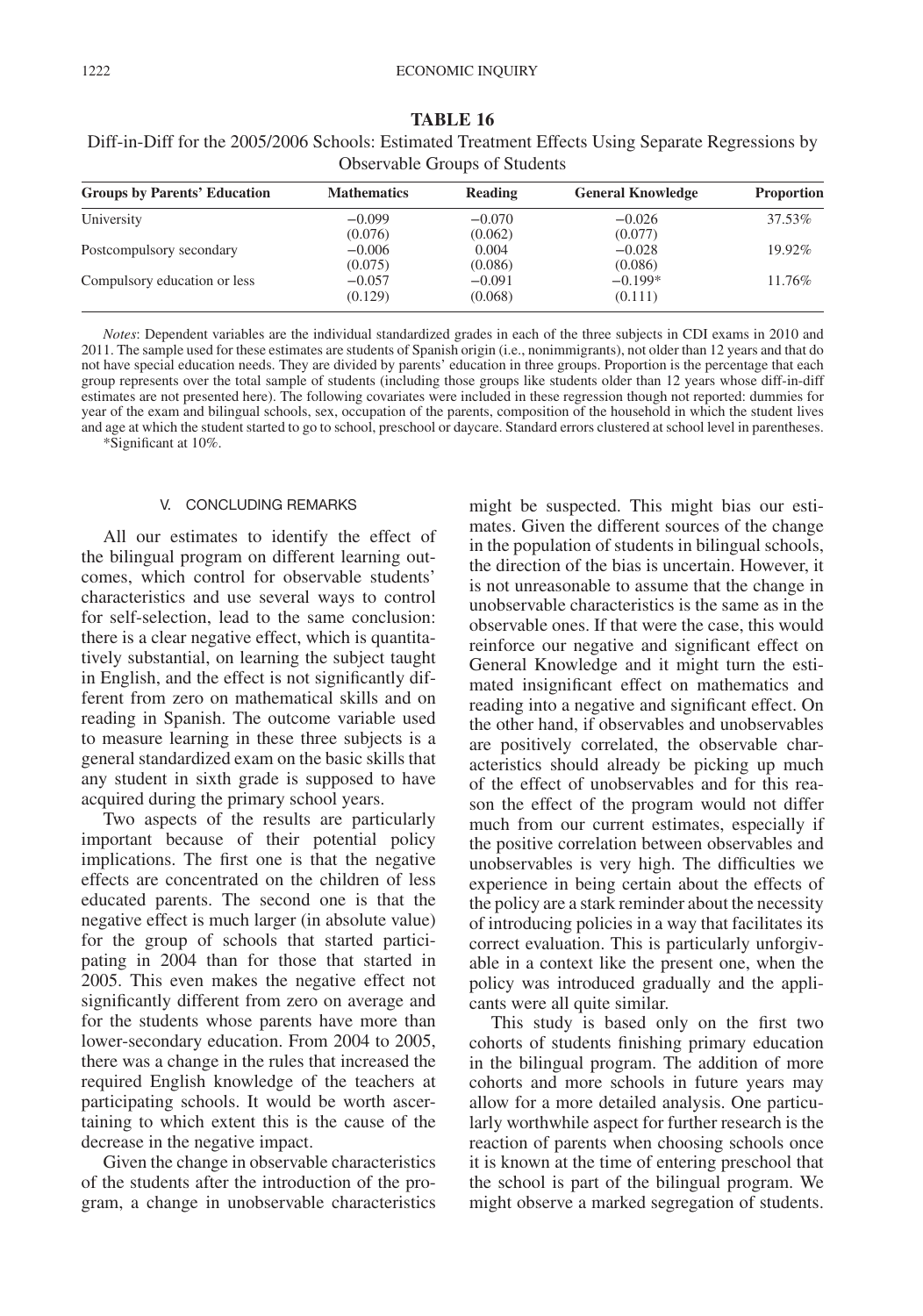**TABLE 16**

Diff-in-Diff for the 2005/2006 Schools: Estimated Treatment Effects Using Separate Regressions by Observable Groups of Students

| Groups by Parents' Education | Mathematics | Reading | General Knowledge | Proportion |
|---|---|---|---|---|
| University | −0.099 | −0.070 | −0.026 | 37.53% |
| | (0.076) | (0.062) | (0.077) | |
| Postcompulsory secondary | −0.006 | 0.004 | −0.028 | 19.92% |
| | (0.075) | (0.086) | (0.086) | |
| Compulsory education or less | −0.057 | −0.091 | −0.199* | 11.76% |
| | (0.129) | (0.068) | (0.111) | |

*Notes*: Dependent variables are the individual standardized grades in each of the three subjects in CDI exams in 2010 and 2011. The sample used for these estimates are students of Spanish origin (i.e., nonimmigrants), not older than 12 years and that do not have special education needs. They are divided by parents' education in three groups. Proportion is the percentage that each group represents over the total sample of students (including those groups like students older than 12 years whose diff-in-diff estimates are not presented here). The following covariates were included in these regression though not reported: dummies for year of the exam and bilingual schools, sex, occupation of the parents, composition of the household in which the student lives and age at which the student started to go to school, preschool or daycare. Standard errors clustered at school level in parentheses.

*Significant at 10%.

## V. CONCLUDING REMARKS

All our estimates to identify the effect of the bilingual program on different learning outcomes, which control for observable students' characteristics and use several ways to control for self-selection, lead to the same conclusion: there is a clear negative effect, which is quantitatively substantial, on learning the subject taught in English, and the effect is not significantly different from zero on mathematical skills and on reading in Spanish. The outcome variable used to measure learning in these three subjects is a general standardized exam on the basic skills that any student in sixth grade is supposed to have acquired during the primary school years.

Two aspects of the results are particularly important because of their potential policy implications. The first one is that the negative effects are concentrated on the children of less educated parents. The second one is that the negative effect is much larger (in absolute value) for the group of schools that started participating in 2004 than for those that started in 2005. This even makes the negative effect not significantly different from zero on average and for the students whose parents have more than lower-secondary education. From 2004 to 2005, there was a change in the rules that increased the required English knowledge of the teachers at participating schools. It would be worth ascertaining to which extent this is the cause of the decrease in the negative impact.

Given the change in observable characteristics of the students after the introduction of the program, a change in unobservable characteristics might be suspected. This might bias our estimates. Given the different sources of the change in the population of students in bilingual schools, the direction of the bias is uncertain. However, it is not unreasonable to assume that the change in unobservable characteristics is the same as in the observable ones. If that were the case, this would reinforce our negative and significant effect on General Knowledge and it might turn the estimated insignificant effect on mathematics and reading into a negative and significant effect. On the other hand, if observables and unobservables are positively correlated, the observable characteristics should already be picking up much of the effect of unobservables and for this reason the effect of the program would not differ much from our current estimates, especially if the positive correlation between observables and unobservables is very high. The difficulties we experience in being certain about the effects of the policy are a stark reminder about the necessity of introducing policies in a way that facilitates its correct evaluation. This is particularly unforgivable in a context like the present one, when the policy was introduced gradually and the applicants were all quite similar.

This study is based only on the first two cohorts of students finishing primary education in the bilingual program. The addition of more cohorts and more schools in future years may allow for a more detailed analysis. One particularly worthwhile aspect for further research is the reaction of parents when choosing schools once it is known at the time of entering preschool that the school is part of the bilingual program. We might observe a marked segregation of students.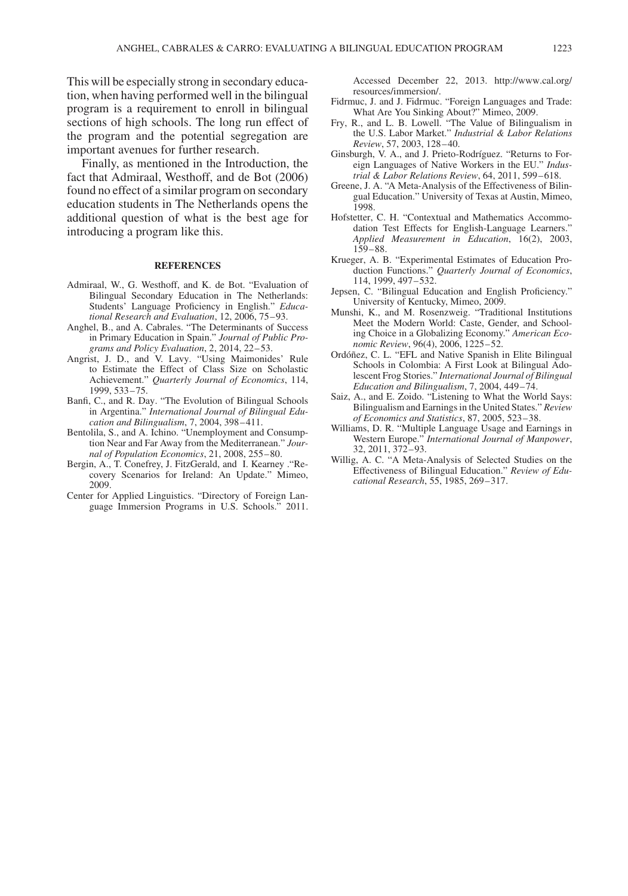This will be especially strong in secondary education, when having performed well in the bilingual program is a requirement to enroll in bilingual sections of high schools. The long run effect of the program and the potential segregation are important avenues for further research.

Finally, as mentioned in the Introduction, the fact that Admiraal, Westhoff, and de Bot (2006) found no effect of a similar program on secondary education students in The Netherlands opens the additional question of what is the best age for introducing a program like this.

## REFERENCES

Admiraal, W., G. Westhoff, and K. de Bot. "Evaluation of Bilingual Secondary Education in The Netherlands: Students' Language Proficiency in English." *Educational Research and Evaluation*, 12, 2006, 75–93.

Anghel, B., and A. Cabrales. "The Determinants of Success in Primary Education in Spain." *Journal of Public Programs and Policy Evaluation*, 2, 2014, 22–53.

Angrist, J. D., and V. Lavy. "Using Maimonides' Rule to Estimate the Effect of Class Size on Scholastic Achievement." *Quarterly Journal of Economics*, 114, 1999, 533–75.

Banfi, C., and R. Day. "The Evolution of Bilingual Schools in Argentina." *International Journal of Bilingual Education and Bilingualism*, 7, 2004, 398–411.

Bentolila, S., and A. Ichino. "Unemployment and Consumption Near and Far Away from the Mediterranean." *Journal of Population Economics*, 21, 2008, 255–80.

Bergin, A., T. Conefrey, J. FitzGerald, and I. Kearney ."Recovery Scenarios for Ireland: An Update." Mimeo, 2009.

Center for Applied Linguistics. "Directory of Foreign Language Immersion Programs in U.S. Schools." 2011. Accessed December 22, 2013. http://www.cal.org/resources/immersion/.

Fidrmuc, J. and J. Fidrmuc. "Foreign Languages and Trade: What Are You Sinking About?" Mimeo, 2009.

Fry, R., and L. B. Lowell. "The Value of Bilingualism in the U.S. Labor Market." *Industrial & Labor Relations Review*, 57, 2003, 128–40.

Ginsburgh, V. A., and J. Prieto-Rodríguez. "Returns to Foreign Languages of Native Workers in the EU." *Industrial & Labor Relations Review*, 64, 2011, 599–618.

Greene, J. A. "A Meta-Analysis of the Effectiveness of Bilingual Education." University of Texas at Austin, Mimeo, 1998.

Hofstetter, C. H. "Contextual and Mathematics Accommodation Test Effects for English-Language Learners." *Applied Measurement in Education*, 16(2), 2003, 159–88.

Krueger, A. B. "Experimental Estimates of Education Production Functions." *Quarterly Journal of Economics*, 114, 1999, 497–532.

Jepsen, C. "Bilingual Education and English Proficiency." University of Kentucky, Mimeo, 2009.

Munshi, K., and M. Rosenzweig. "Traditional Institutions Meet the Modern World: Caste, Gender, and Schooling Choice in a Globalizing Economy." *American Economic Review*, 96(4), 2006, 1225–52.

Ordóñez, C. L. "EFL and Native Spanish in Elite Bilingual Schools in Colombia: A First Look at Bilingual Adolescent Frog Stories." *International Journal of Bilingual Education and Bilingualism*, 7, 2004, 449–74.

Saiz, A., and E. Zoido. "Listening to What the World Says: Bilingualism and Earnings in the United States." *Review of Economics and Statistics*, 87, 2005, 523–38.

Williams, D. R. "Multiple Language Usage and Earnings in Western Europe." *International Journal of Manpower*, 32, 2011, 372–93.

Willig, A. C. "A Meta-Analysis of Selected Studies on the Effectiveness of Bilingual Education." *Review of Educational Research*, 55, 1985, 269–317.